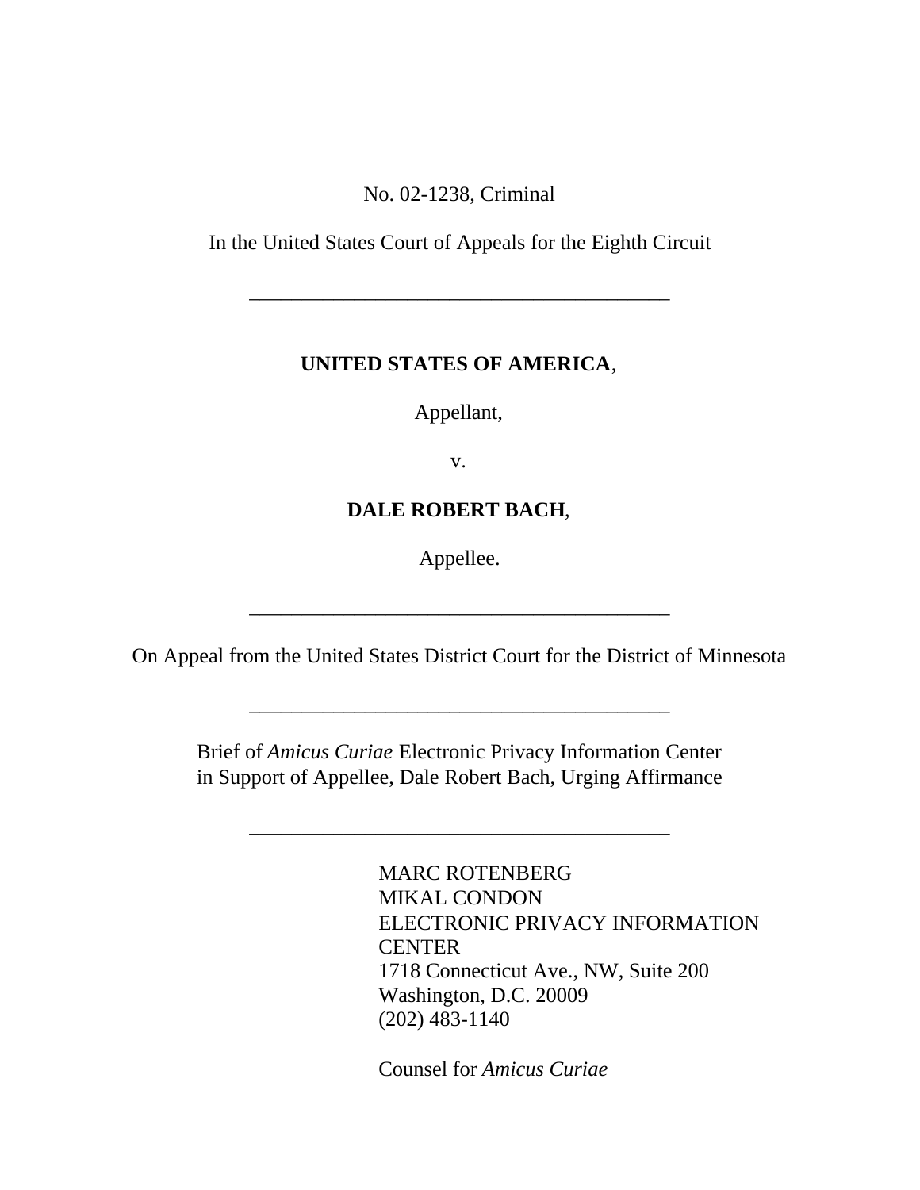No. 02-1238, Criminal

In the United States Court of Appeals for the Eighth Circuit

---

**UNITED STATES OF AMERICA**,

Appellant,

v.

**DALE ROBERT BACH**,

Appellee.

---

On Appeal from the United States District Court for the District of Minnesota

---

Brief of *Amicus Curiae* Electronic Privacy Information Center in Support of Appellee, Dale Robert Bach, Urging Affirmance

---

MARC ROTENBERG
MIKAL CONDON
ELECTRONIC PRIVACY INFORMATION CENTER
1718 Connecticut Ave., NW, Suite 200
Washington, D.C. 20009
(202) 483-1140

Counsel for *Amicus Curiae*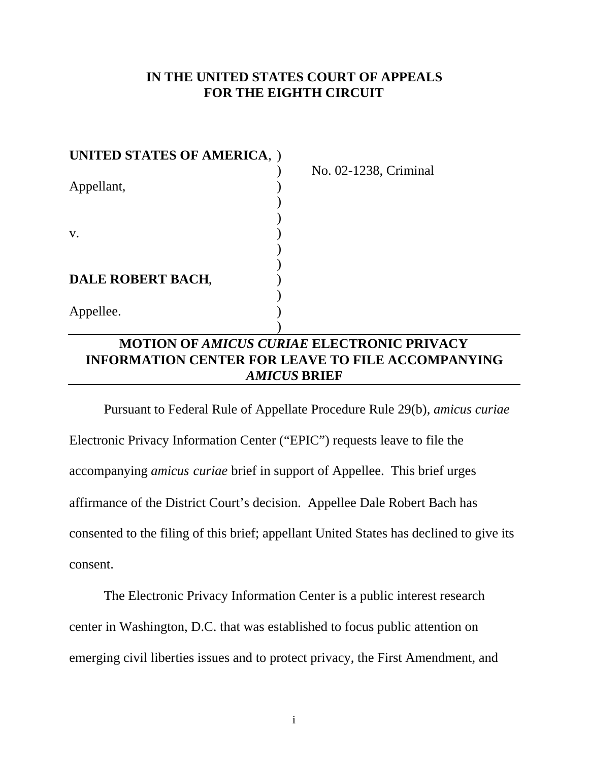# IN THE UNITED STATES COURT OF APPEALS FOR THE EIGHTH CIRCUIT

**UNITED STATES OF AMERICA**, )
) No. 02-1238, Criminal
Appellant, )
)
)
v. )
)
)
**DALE ROBERT BACH**, )
)
Appellee. )
)

## MOTION OF *AMICUS CURIAE* ELECTRONIC PRIVACY INFORMATION CENTER FOR LEAVE TO FILE ACCOMPANYING *AMICUS* BRIEF

Pursuant to Federal Rule of Appellate Procedure Rule 29(b), *amicus curiae* Electronic Privacy Information Center ("EPIC") requests leave to file the accompanying *amicus curiae* brief in support of Appellee. This brief urges affirmance of the District Court's decision. Appellee Dale Robert Bach has consented to the filing of this brief; appellant United States has declined to give its consent.

The Electronic Privacy Information Center is a public interest research center in Washington, D.C. that was established to focus public attention on emerging civil liberties issues and to protect privacy, the First Amendment, and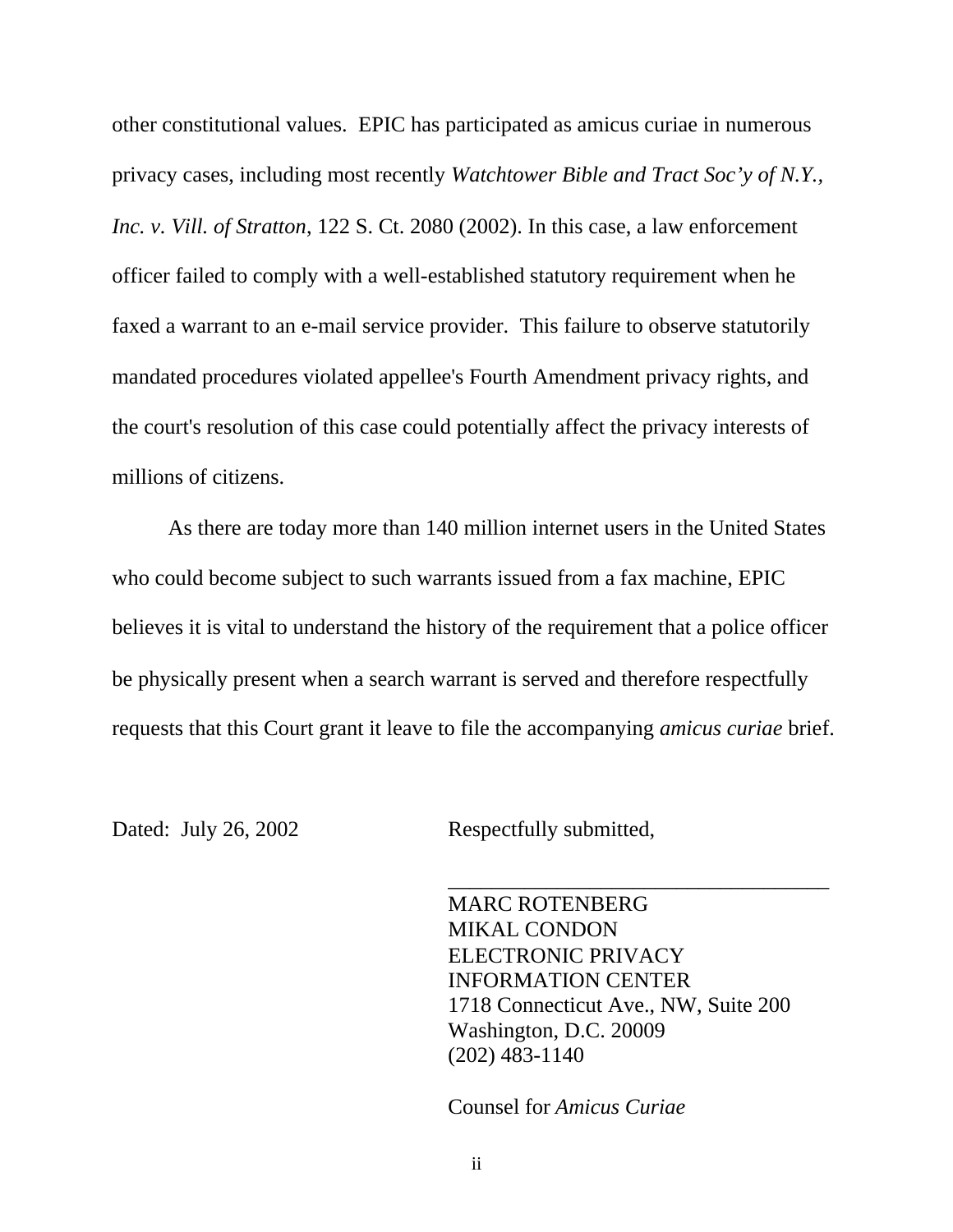other constitutional values. EPIC has participated as amicus curiae in numerous privacy cases, including most recently *Watchtower Bible and Tract Soc'y of N.Y., Inc. v. Vill. of Stratton*, 122 S. Ct. 2080 (2002). In this case, a law enforcement officer failed to comply with a well-established statutory requirement when he faxed a warrant to an e-mail service provider. This failure to observe statutorily mandated procedures violated appellee's Fourth Amendment privacy rights, and the court's resolution of this case could potentially affect the privacy interests of millions of citizens.

As there are today more than 140 million internet users in the United States who could become subject to such warrants issued from a fax machine, EPIC believes it is vital to understand the history of the requirement that a police officer be physically present when a search warrant is served and therefore respectfully requests that this Court grant it leave to file the accompanying *amicus curiae* brief.

Dated: July 26, 2002

Respectfully submitted,

\_\_\_\_\_\_\_\_\_\_\_\_\_\_\_\_\_\_\_\_\_\_\_\_\_\_\_\_\_\_\_\_\_\_\_\_

MARC ROTENBERG
MIKAL CONDON
ELECTRONIC PRIVACY
INFORMATION CENTER
1718 Connecticut Ave., NW, Suite 200
Washington, D.C. 20009
(202) 483-1140

Counsel for *Amicus Curiae*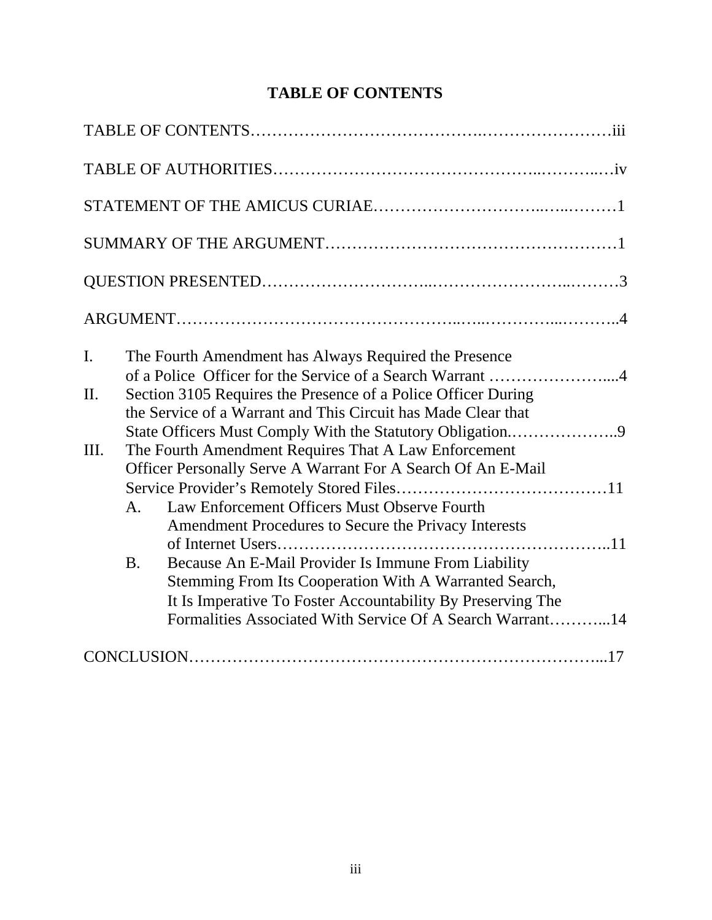# TABLE OF CONTENTS

TABLE OF CONTENTS……………………………………….……………………iii

TABLE OF AUTHORITIES……………………………………..………..…iv

STATEMENT OF THE AMICUS CURIAE…………………………..…..………1

SUMMARY OF THE ARGUMENT……………………………………………1

QUESTION PRESENTED…………………………...………………………..………3

ARGUMENT…………………………………………..…..…………...………..4

I. The Fourth Amendment has Always Required the Presence of a Police Officer for the Service of a Search Warrant …………………....4

II. Section 3105 Requires the Presence of a Police Officer During the Service of a Warrant and This Circuit has Made Clear that State Officers Must Comply With the Statutory Obligation.………………..9

III. The Fourth Amendment Requires That A Law Enforcement Officer Personally Serve A Warrant For A Search Of An E-Mail Service Provider's Remotely Stored Files…………………………………11

   A. Law Enforcement Officers Must Observe Fourth Amendment Procedures to Secure the Privacy Interests of Internet Users…………………………………………………..11

   B. Because An E-Mail Provider Is Immune From Liability Stemming From Its Cooperation With A Warranted Search, It Is Imperative To Foster Accountability By Preserving The Formalities Associated With Service Of A Search Warrant………...14

CONCLUSION………………………………………………………………...17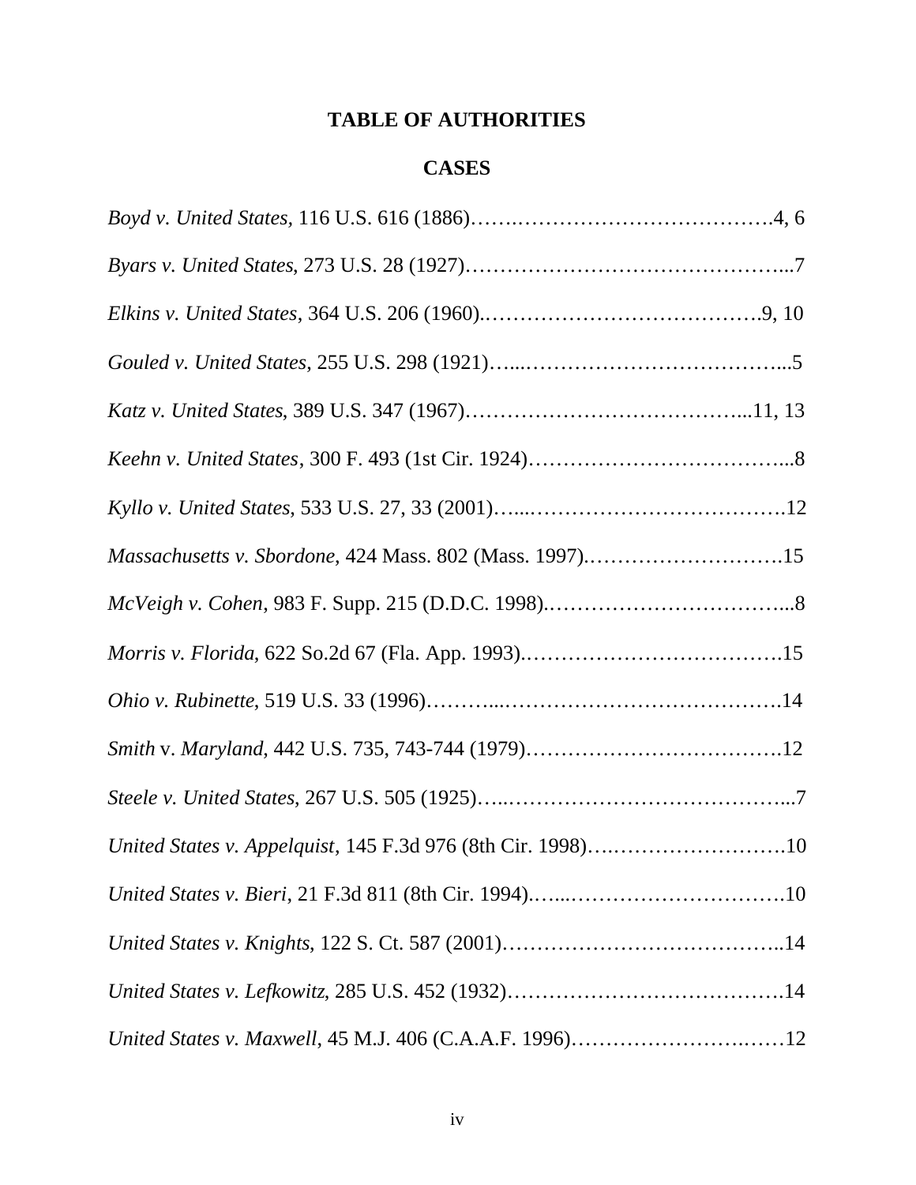# TABLE OF AUTHORITIES

## CASES

*Boyd v. United States*, 116 U.S. 616 (1886)…….……………………………….4, 6

*Byars v. United States*, 273 U.S. 28 (1927)………………………………………...7

*Elkins v. United States*, 364 U.S. 206 (1960).………………………………….9, 10

*Gouled v. United States*, 255 U.S. 298 (1921)…...………………………………...5

*Katz v. United States*, 389 U.S. 347 (1967)…………………………………...11, 13

*Keehn v. United States*, 300 F. 493 (1st Cir. 1924)………………………………...8

*Kyllo v. United States*, 533 U.S. 27, 33 (2001)…...……………………………….12

*Massachusetts v. Sbordone*, 424 Mass. 802 (Mass. 1997).……………………….15

*McVeigh v. Cohen*, 983 F. Supp. 215 (D.D.C. 1998).……………………………...8

*Morris v. Florida*, 622 So.2d 67 (Fla. App. 1993).……………………………….15

*Ohio v. Rubinette*, 519 U.S. 33 (1996)………...………………………………….14

*Smith* v. *Maryland*, 442 U.S. 735, 743-744 (1979)……………………………….12

*Steele v. United States*, 267 U.S. 505 (1925)…..…………………………………...7

*United States v. Appelquist*, 145 F.3d 976 (8th Cir. 1998)….…………………….10

*United States v. Bieri*, 21 F.3d 811 (8th Cir. 1994).…...………………………….10

*United States v. Knights*, 122 S. Ct. 587 (2001)…………………………………..14

*United States v. Lefkowitz*, 285 U.S. 452 (1932)………………………………….14

*United States v. Maxwell*, 45 M.J. 406 (C.A.A.F. 1996)…………………….……12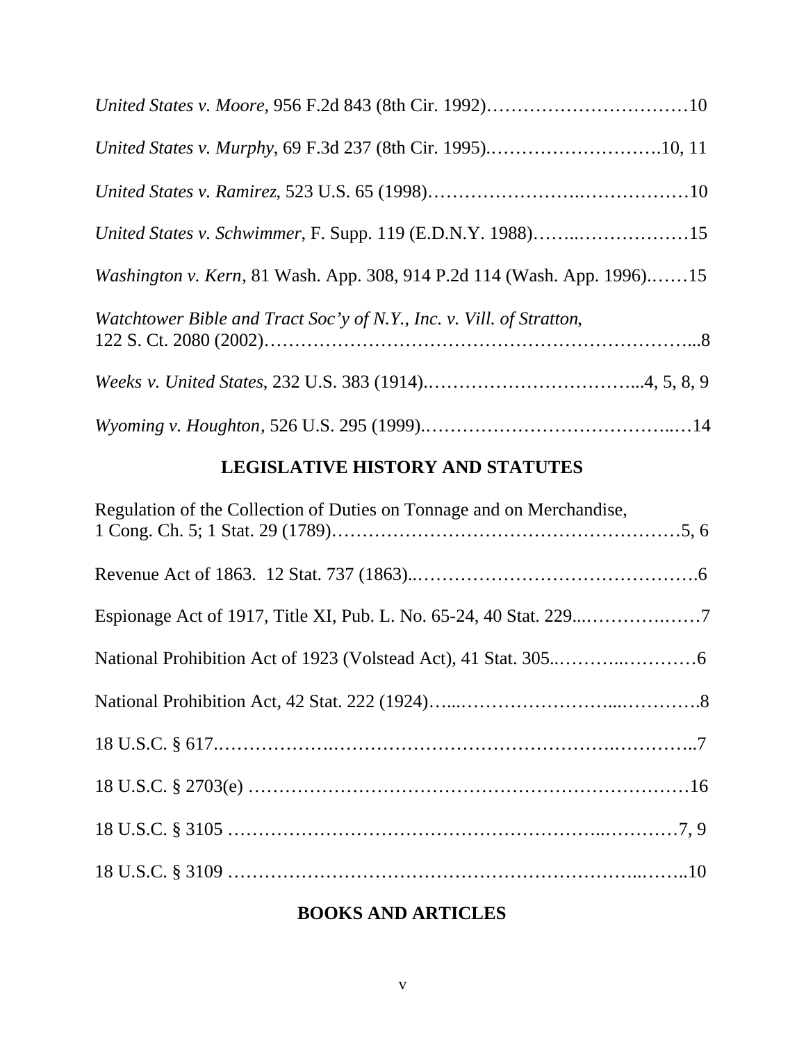*United States v. Moore*, 956 F.2d 843 (8th Cir. 1992)……………………………10

*United States v. Murphy*, 69 F.3d 237 (8th Cir. 1995).……………………….10, 11

*United States v. Ramirez*, 523 U.S. 65 (1998)…………………….………………10

*United States v. Schwimmer*, F. Supp. 119 (E.D.N.Y. 1988)……..………………15

*Washington v. Kern*, 81 Wash. App. 308, 914 P.2d 114 (Wash. App. 1996).……15

*Watchtower Bible and Tract Soc'y of N.Y., Inc. v. Vill. of Stratton*, 122 S. Ct. 2080 (2002)………………………………………………………………...8

*Weeks v. United States*, 232 U.S. 383 (1914).……………………………...4, 5, 8, 9

*Wyoming v. Houghton*, 526 U.S. 295 (1999).…………………………………..…14

## LEGISLATIVE HISTORY AND STATUTES

Regulation of the Collection of Duties on Tonnage and on Merchandise, 1 Cong. Ch. 5; 1 Stat. 29 (1789)…………………………………………………5, 6

Revenue Act of 1863. 12 Stat. 737 (1863)..……………………………………….6

Espionage Act of 1917, Title XI, Pub. L. No. 65-24, 40 Stat. 229...………….……7

National Prohibition Act of 1923 (Volstead Act), 41 Stat. 305..………..…………6

National Prohibition Act, 42 Stat. 222 (1924)…...……………………..………….8

18 U.S.C. § 617.……………….……………………………………..…………..7

18 U.S.C. § 2703(e) ……………………………………………………………16

18 U.S.C. § 3105 …………………………………………………..…………7, 9

18 U.S.C. § 3109 ………………………………………………………..……..10

## BOOKS AND ARTICLES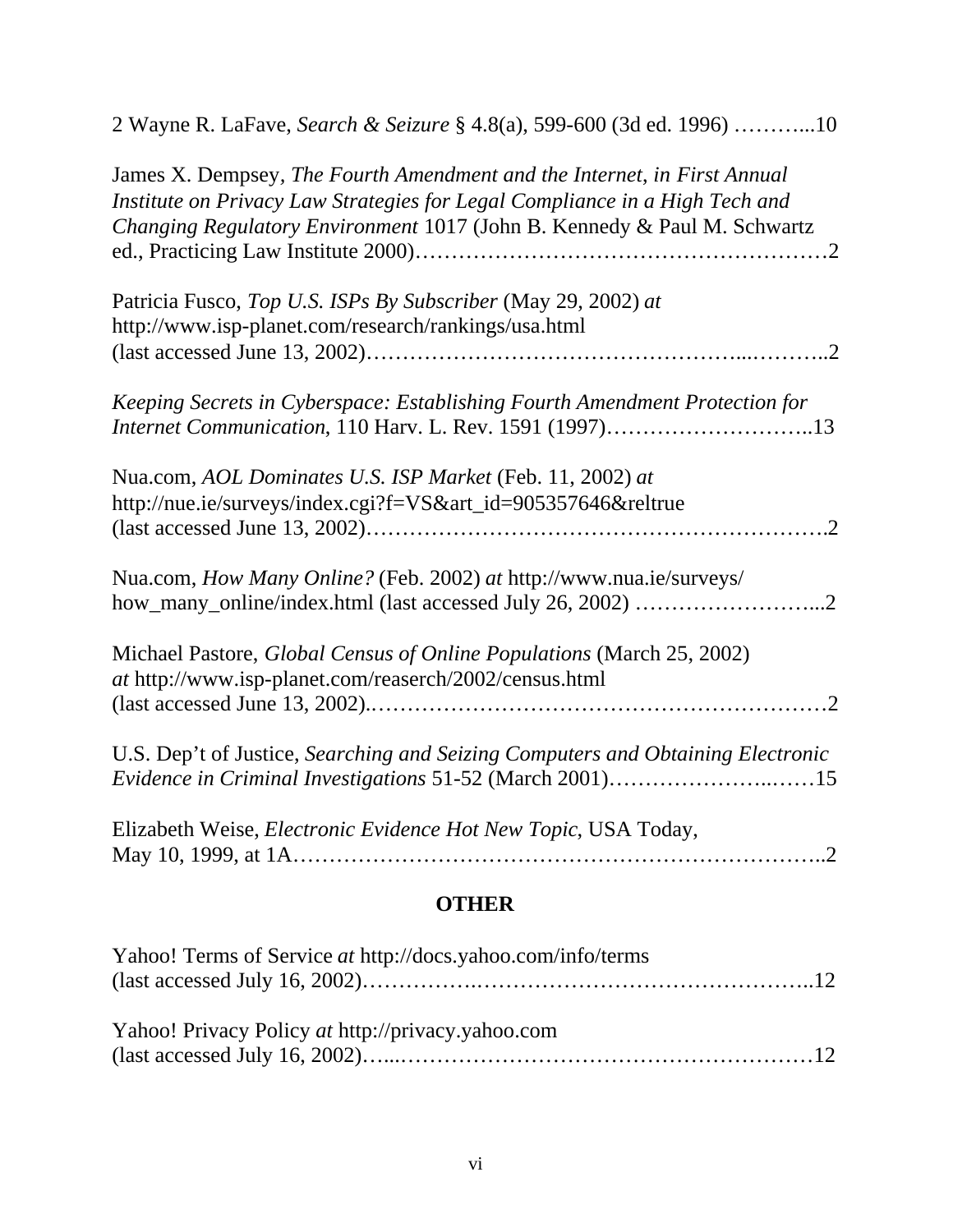2 Wayne R. LaFave, *Search & Seizure* § 4.8(a), 599-600 (3d ed. 1996) ………...10

James X. Dempsey, *The Fourth Amendment and the Internet*, *in First Annual Institute on Privacy Law Strategies for Legal Compliance in a High Tech and Changing Regulatory Environment* 1017 (John B. Kennedy & Paul M. Schwartz ed., Practicing Law Institute 2000)………………………………………………2

Patricia Fusco, *Top U.S. ISPs By Subscriber* (May 29, 2002) *at* http://www.isp-planet.com/research/rankings/usa.html (last accessed June 13, 2002)…………………………………………...………..2

*Keeping Secrets in Cyberspace: Establishing Fourth Amendment Protection for Internet Communication*, 110 Harv. L. Rev. 1591 (1997)………………………..13

Nua.com, *AOL Dominates U.S. ISP Market* (Feb. 11, 2002) *at* http://nue.ie/surveys/index.cgi?f=VS&art_id=905357646&reltrue (last accessed June 13, 2002)…………………………………………………….2

Nua.com, *How Many Online?* (Feb. 2002) *at* http://www.nua.ie/surveys/how_many_online/index.html (last accessed July 26, 2002) ……………………...2

Michael Pastore, *Global Census of Online Populations* (March 25, 2002) *at* http://www.isp-planet.com/reaserch/2002/census.html (last accessed June 13, 2002).……………………………………………………2

U.S. Dep't of Justice, *Searching and Seizing Computers and Obtaining Electronic Evidence in Criminal Investigations* 51-52 (March 2001)…………………..……15

Elizabeth Weise, *Electronic Evidence Hot New Topic*, USA Today, May 10, 1999, at 1A……………………………………………………………..2

## OTHER

Yahoo! Terms of Service *at* http://docs.yahoo.com/info/terms (last accessed July 16, 2002)…………….……………………………………..12

Yahoo! Privacy Policy *at* http://privacy.yahoo.com (last accessed July 16, 2002)…...…………………………………………………12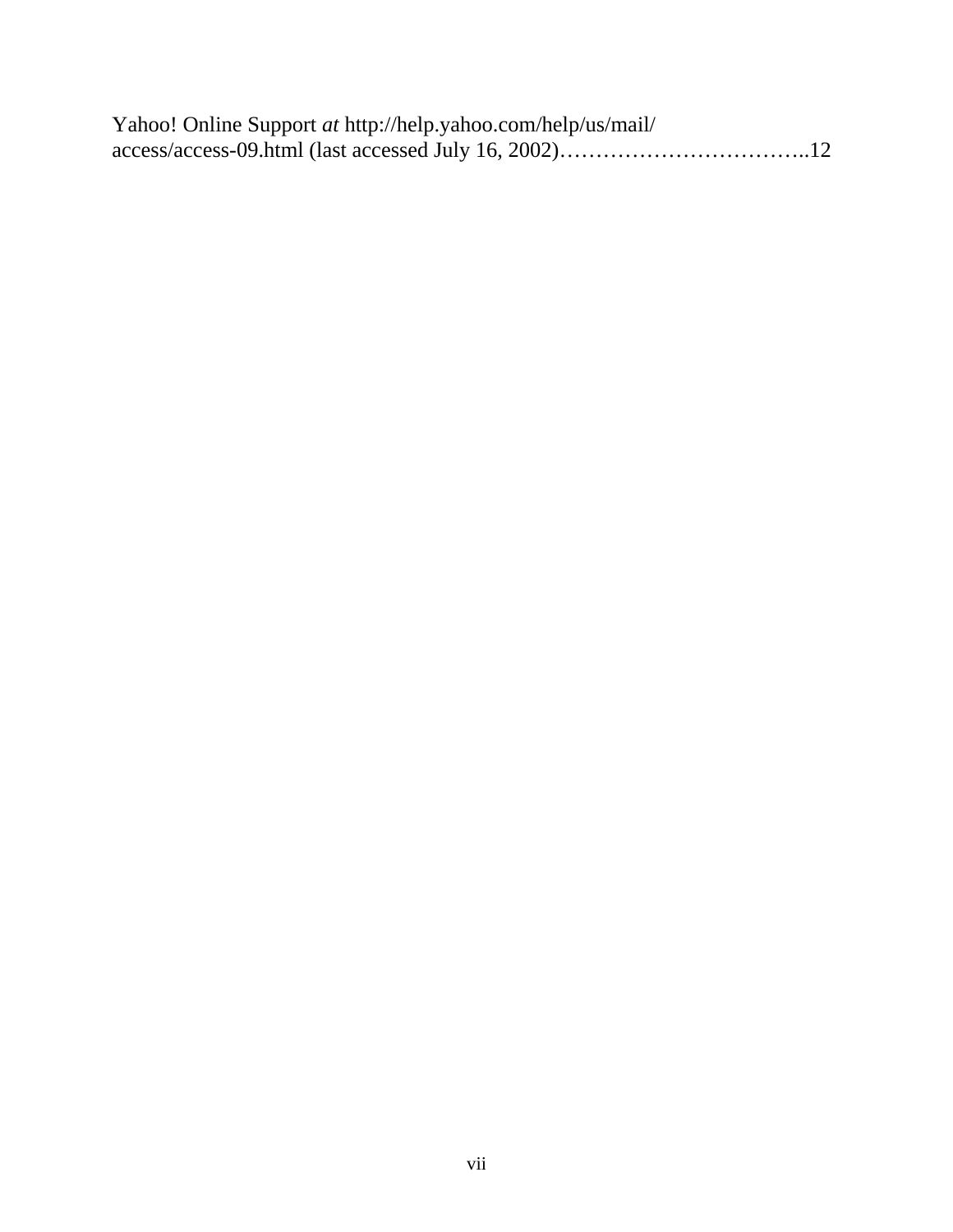Yahoo! Online Support *at* http://help.yahoo.com/help/us/mail/access/access-09.html (last accessed July 16, 2002)……………………………..12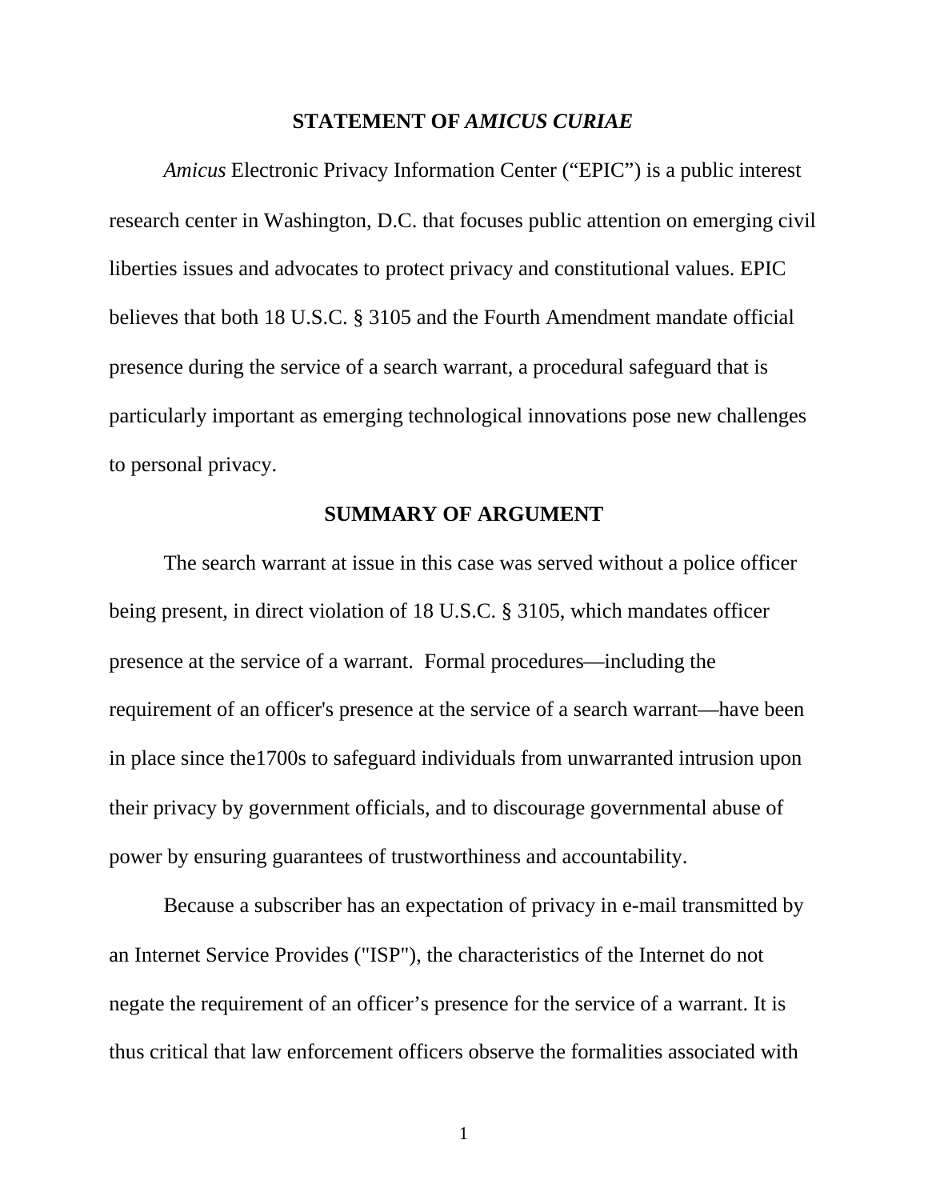## STATEMENT OF *AMICUS CURIAE*

*Amicus* Electronic Privacy Information Center ("EPIC") is a public interest research center in Washington, D.C. that focuses public attention on emerging civil liberties issues and advocates to protect privacy and constitutional values. EPIC believes that both 18 U.S.C. § 3105 and the Fourth Amendment mandate official presence during the service of a search warrant, a procedural safeguard that is particularly important as emerging technological innovations pose new challenges to personal privacy.

## SUMMARY OF ARGUMENT

The search warrant at issue in this case was served without a police officer being present, in direct violation of 18 U.S.C. § 3105, which mandates officer presence at the service of a warrant. Formal procedures—including the requirement of an officer's presence at the service of a search warrant—have been in place since the1700s to safeguard individuals from unwarranted intrusion upon their privacy by government officials, and to discourage governmental abuse of power by ensuring guarantees of trustworthiness and accountability.

Because a subscriber has an expectation of privacy in e-mail transmitted by an Internet Service Provides ("ISP"), the characteristics of the Internet do not negate the requirement of an officer's presence for the service of a warrant. It is thus critical that law enforcement officers observe the formalities associated with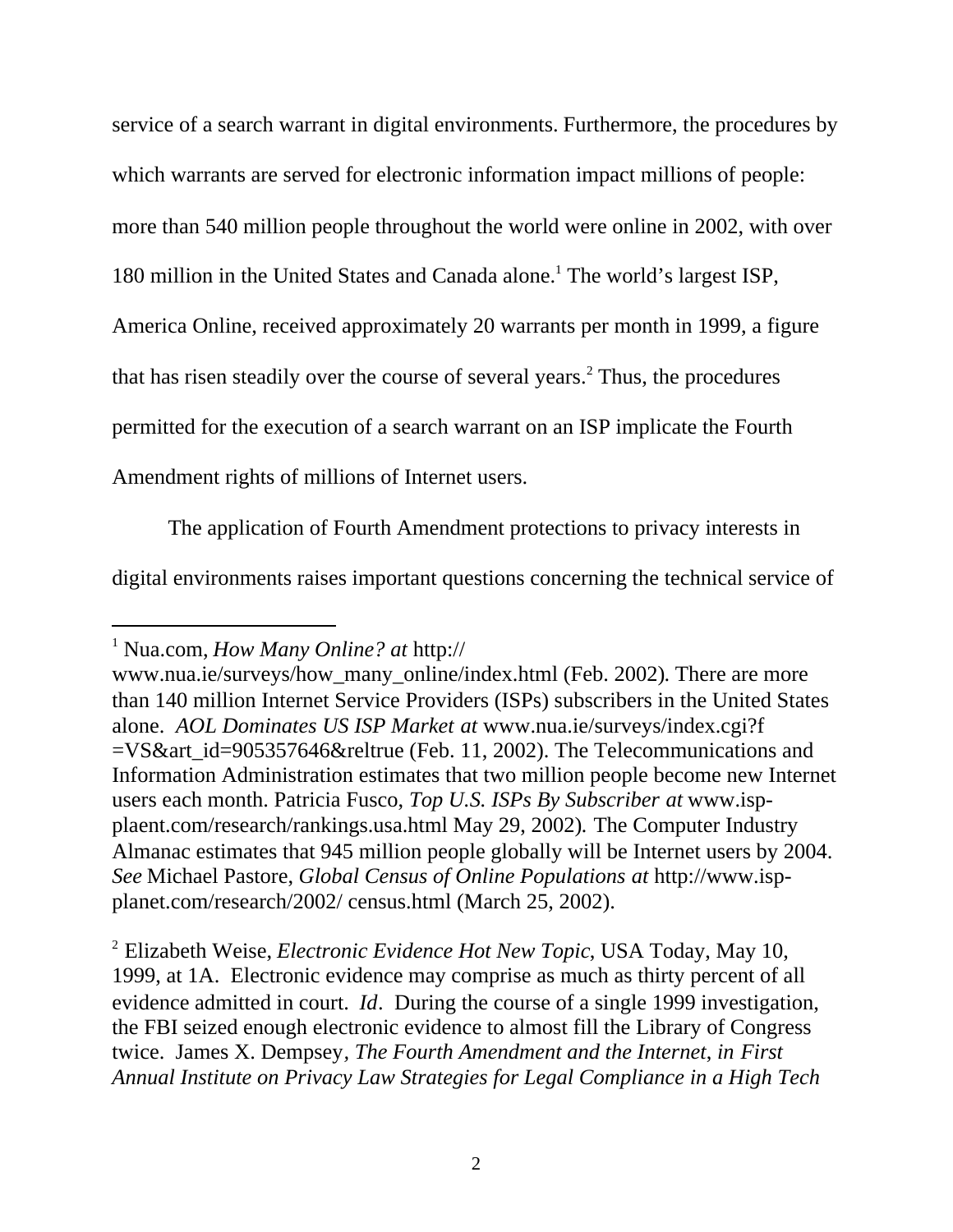service of a search warrant in digital environments. Furthermore, the procedures by which warrants are served for electronic information impact millions of people: more than 540 million people throughout the world were online in 2002, with over 180 million in the United States and Canada alone.[1] The world's largest ISP, America Online, received approximately 20 warrants per month in 1999, a figure that has risen steadily over the course of several years.[2] Thus, the procedures permitted for the execution of a search warrant on an ISP implicate the Fourth Amendment rights of millions of Internet users.

The application of Fourth Amendment protections to privacy interests in digital environments raises important questions concerning the technical service of

---

[1] Nua.com, *How Many Online? at* http:// www.nua.ie/surveys/how_many_online/index.html (Feb. 2002). There are more than 140 million Internet Service Providers (ISPs) subscribers in the United States alone. *AOL Dominates US ISP Market at* www.nua.ie/surveys/index.cgi?f =VS&art_id=905357646&reltrue (Feb. 11, 2002). The Telecommunications and Information Administration estimates that two million people become new Internet users each month. Patricia Fusco, *Top U.S. ISPs By Subscriber at* www.isp-plaent.com/research/rankings.usa.html May 29, 2002). The Computer Industry Almanac estimates that 945 million people globally will be Internet users by 2004. *See* Michael Pastore, *Global Census of Online Populations at* http://www.isp-planet.com/research/2002/ census.html (March 25, 2002).

[2] Elizabeth Weise, *Electronic Evidence Hot New Topic*, USA Today, May 10, 1999, at 1A. Electronic evidence may comprise as much as thirty percent of all evidence admitted in court. *Id*. During the course of a single 1999 investigation, the FBI seized enough electronic evidence to almost fill the Library of Congress twice. James X. Dempsey, *The Fourth Amendment and the Internet, in First Annual Institute on Privacy Law Strategies for Legal Compliance in a High Tech*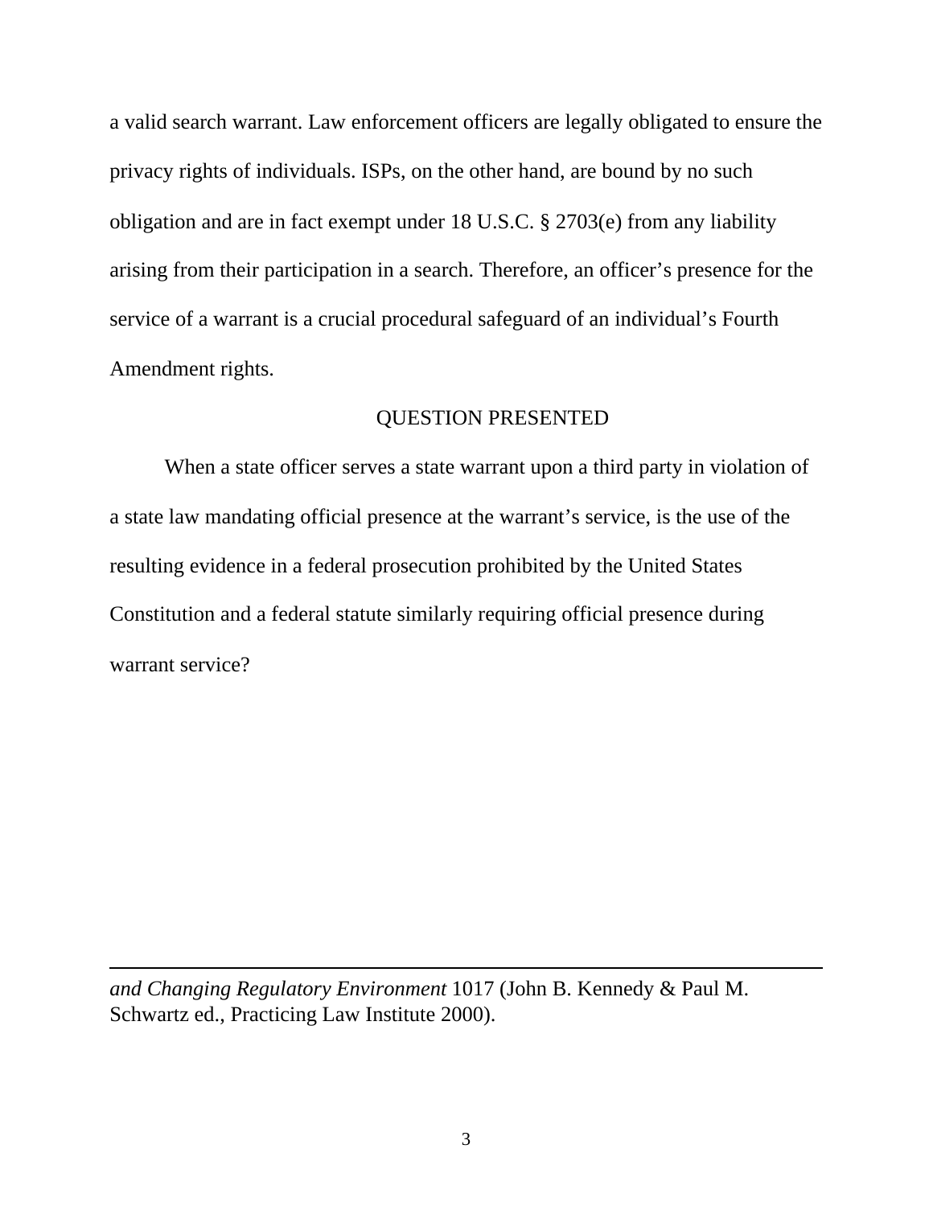a valid search warrant. Law enforcement officers are legally obligated to ensure the privacy rights of individuals. ISPs, on the other hand, are bound by no such obligation and are in fact exempt under 18 U.S.C. § 2703(e) from any liability arising from their participation in a search. Therefore, an officer's presence for the service of a warrant is a crucial procedural safeguard of an individual's Fourth Amendment rights.

## QUESTION PRESENTED

When a state officer serves a state warrant upon a third party in violation of a state law mandating official presence at the warrant's service, is the use of the resulting evidence in a federal prosecution prohibited by the United States Constitution and a federal statute similarly requiring official presence during warrant service?

---

*and Changing Regulatory Environment* 1017 (John B. Kennedy & Paul M. Schwartz ed., Practicing Law Institute 2000).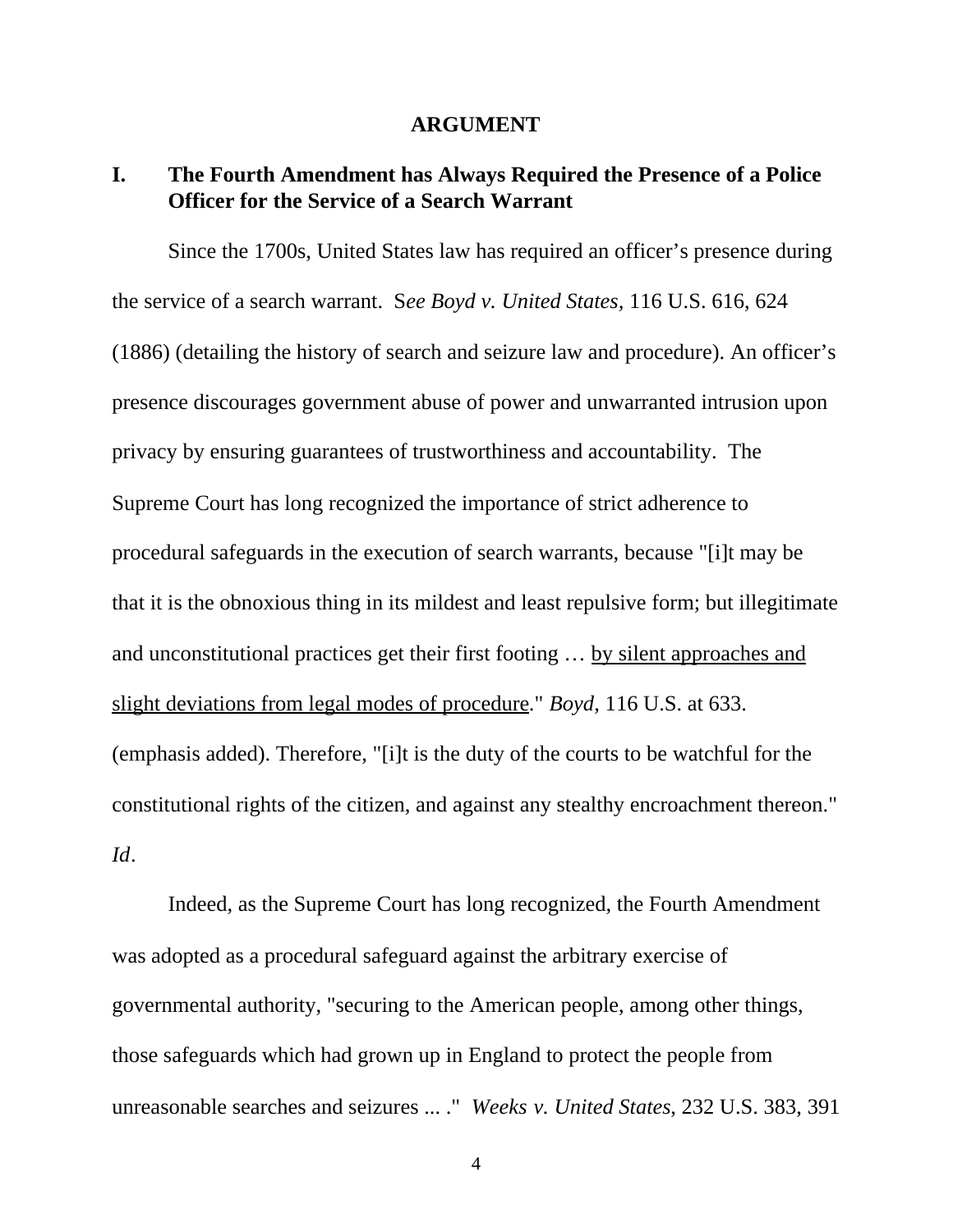## ARGUMENT

### I. The Fourth Amendment has Always Required the Presence of a Police Officer for the Service of a Search Warrant

Since the 1700s, United States law has required an officer's presence during the service of a search warrant. S*ee Boyd v. United States,* 116 U.S. 616, 624 (1886) (detailing the history of search and seizure law and procedure). An officer's presence discourages government abuse of power and unwarranted intrusion upon privacy by ensuring guarantees of trustworthiness and accountability. The Supreme Court has long recognized the importance of strict adherence to procedural safeguards in the execution of search warrants, because "[i]t may be that it is the obnoxious thing in its mildest and least repulsive form; but illegitimate and unconstitutional practices get their first footing … <u>by silent approaches and slight deviations from legal modes of procedure</u>." *Boyd*, 116 U.S. at 633. (emphasis added). Therefore, "[i]t is the duty of the courts to be watchful for the constitutional rights of the citizen, and against any stealthy encroachment thereon." *Id*.

Indeed, as the Supreme Court has long recognized, the Fourth Amendment was adopted as a procedural safeguard against the arbitrary exercise of governmental authority, "securing to the American people, among other things, those safeguards which had grown up in England to protect the people from unreasonable searches and seizures ... ." *Weeks v. United States*, 232 U.S. 383, 391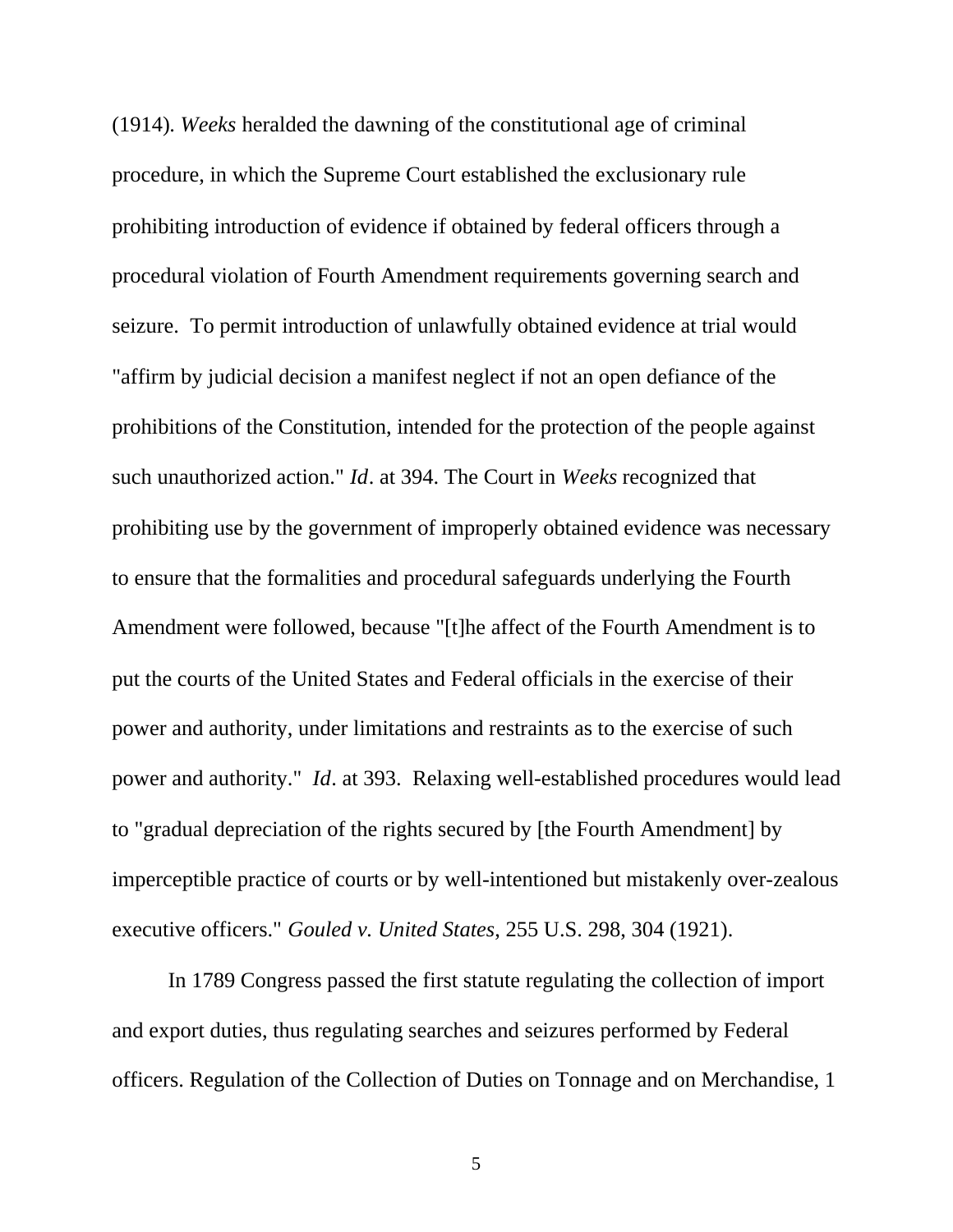(1914). *Weeks* heralded the dawning of the constitutional age of criminal procedure, in which the Supreme Court established the exclusionary rule prohibiting introduction of evidence if obtained by federal officers through a procedural violation of Fourth Amendment requirements governing search and seizure. To permit introduction of unlawfully obtained evidence at trial would "affirm by judicial decision a manifest neglect if not an open defiance of the prohibitions of the Constitution, intended for the protection of the people against such unauthorized action." *Id*. at 394. The Court in *Weeks* recognized that prohibiting use by the government of improperly obtained evidence was necessary to ensure that the formalities and procedural safeguards underlying the Fourth Amendment were followed, because "[t]he affect of the Fourth Amendment is to put the courts of the United States and Federal officials in the exercise of their power and authority, under limitations and restraints as to the exercise of such power and authority." *Id*. at 393. Relaxing well-established procedures would lead to "gradual depreciation of the rights secured by [the Fourth Amendment] by imperceptible practice of courts or by well-intentioned but mistakenly over-zealous executive officers." *Gouled v. United States*, 255 U.S. 298, 304 (1921).

In 1789 Congress passed the first statute regulating the collection of import and export duties, thus regulating searches and seizures performed by Federal officers. Regulation of the Collection of Duties on Tonnage and on Merchandise, 1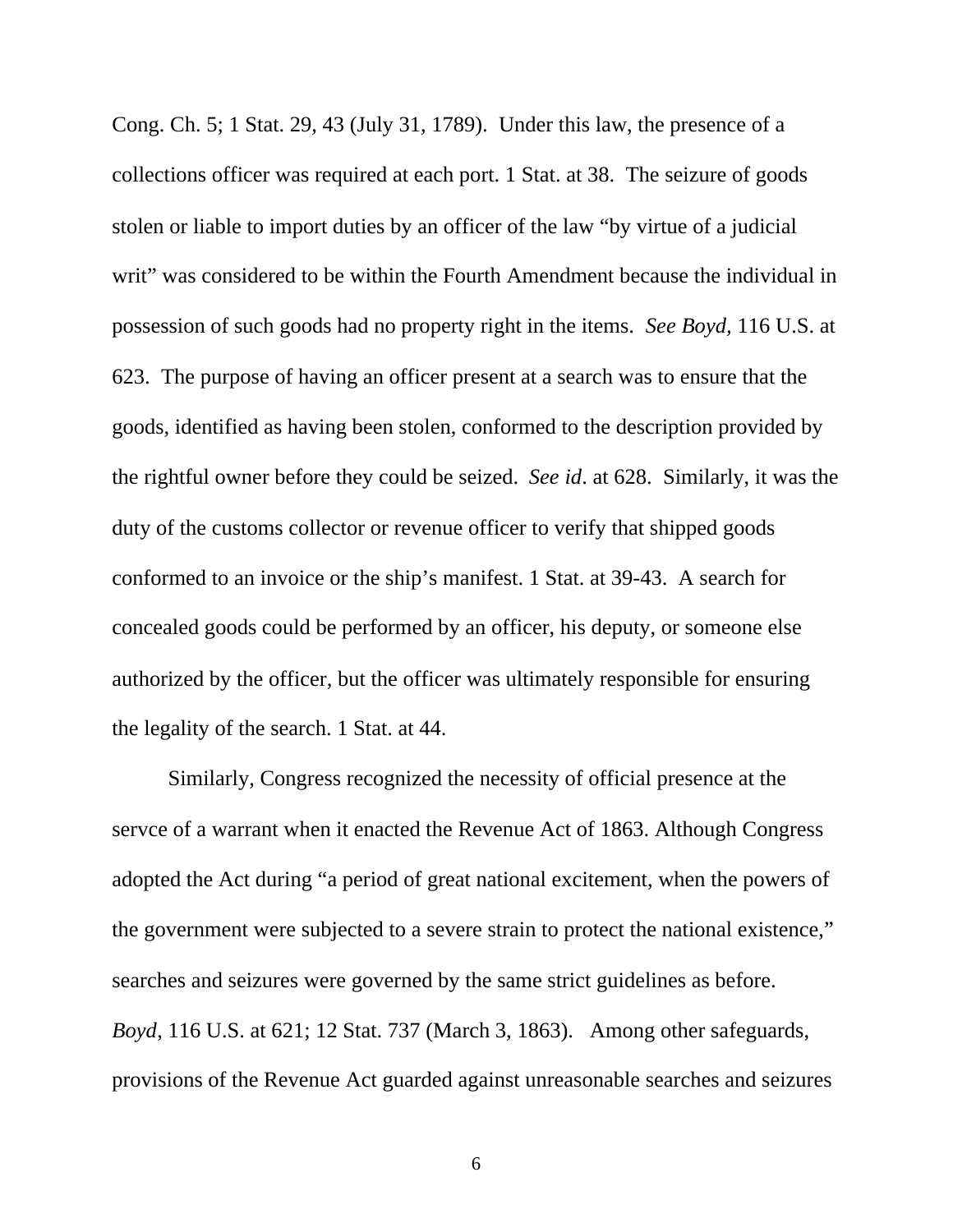Cong. Ch. 5; 1 Stat. 29, 43 (July 31, 1789). Under this law, the presence of a collections officer was required at each port. 1 Stat. at 38. The seizure of goods stolen or liable to import duties by an officer of the law "by virtue of a judicial writ" was considered to be within the Fourth Amendment because the individual in possession of such goods had no property right in the items. *See Boyd,* 116 U.S. at 623. The purpose of having an officer present at a search was to ensure that the goods, identified as having been stolen, conformed to the description provided by the rightful owner before they could be seized. *See id*. at 628. Similarly, it was the duty of the customs collector or revenue officer to verify that shipped goods conformed to an invoice or the ship's manifest. 1 Stat. at 39-43. A search for concealed goods could be performed by an officer, his deputy, or someone else authorized by the officer, but the officer was ultimately responsible for ensuring the legality of the search. 1 Stat. at 44.

Similarly, Congress recognized the necessity of official presence at the servce of a warrant when it enacted the Revenue Act of 1863. Although Congress adopted the Act during "a period of great national excitement, when the powers of the government were subjected to a severe strain to protect the national existence," searches and seizures were governed by the same strict guidelines as before. *Boyd,* 116 U.S. at 621; 12 Stat. 737 (March 3, 1863). Among other safeguards, provisions of the Revenue Act guarded against unreasonable searches and seizures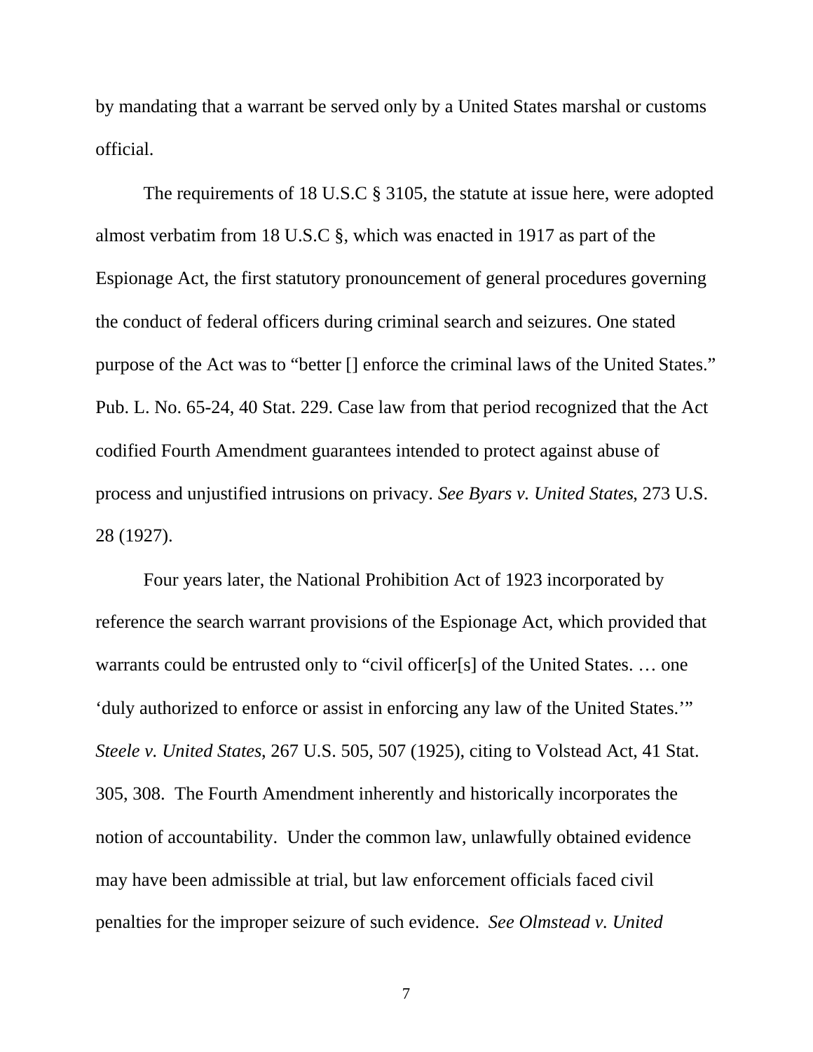by mandating that a warrant be served only by a United States marshal or customs official.

The requirements of 18 U.S.C § 3105, the statute at issue here, were adopted almost verbatim from 18 U.S.C §, which was enacted in 1917 as part of the Espionage Act, the first statutory pronouncement of general procedures governing the conduct of federal officers during criminal search and seizures. One stated purpose of the Act was to "better [] enforce the criminal laws of the United States." Pub. L. No. 65-24, 40 Stat. 229. Case law from that period recognized that the Act codified Fourth Amendment guarantees intended to protect against abuse of process and unjustified intrusions on privacy. *See Byars v. United States*, 273 U.S. 28 (1927).

Four years later, the National Prohibition Act of 1923 incorporated by reference the search warrant provisions of the Espionage Act, which provided that warrants could be entrusted only to "civil officer[s] of the United States. … one 'duly authorized to enforce or assist in enforcing any law of the United States.'" *Steele v. United States*, 267 U.S. 505, 507 (1925), citing to Volstead Act, 41 Stat. 305, 308. The Fourth Amendment inherently and historically incorporates the notion of accountability. Under the common law, unlawfully obtained evidence may have been admissible at trial, but law enforcement officials faced civil penalties for the improper seizure of such evidence. *See Olmstead v. United*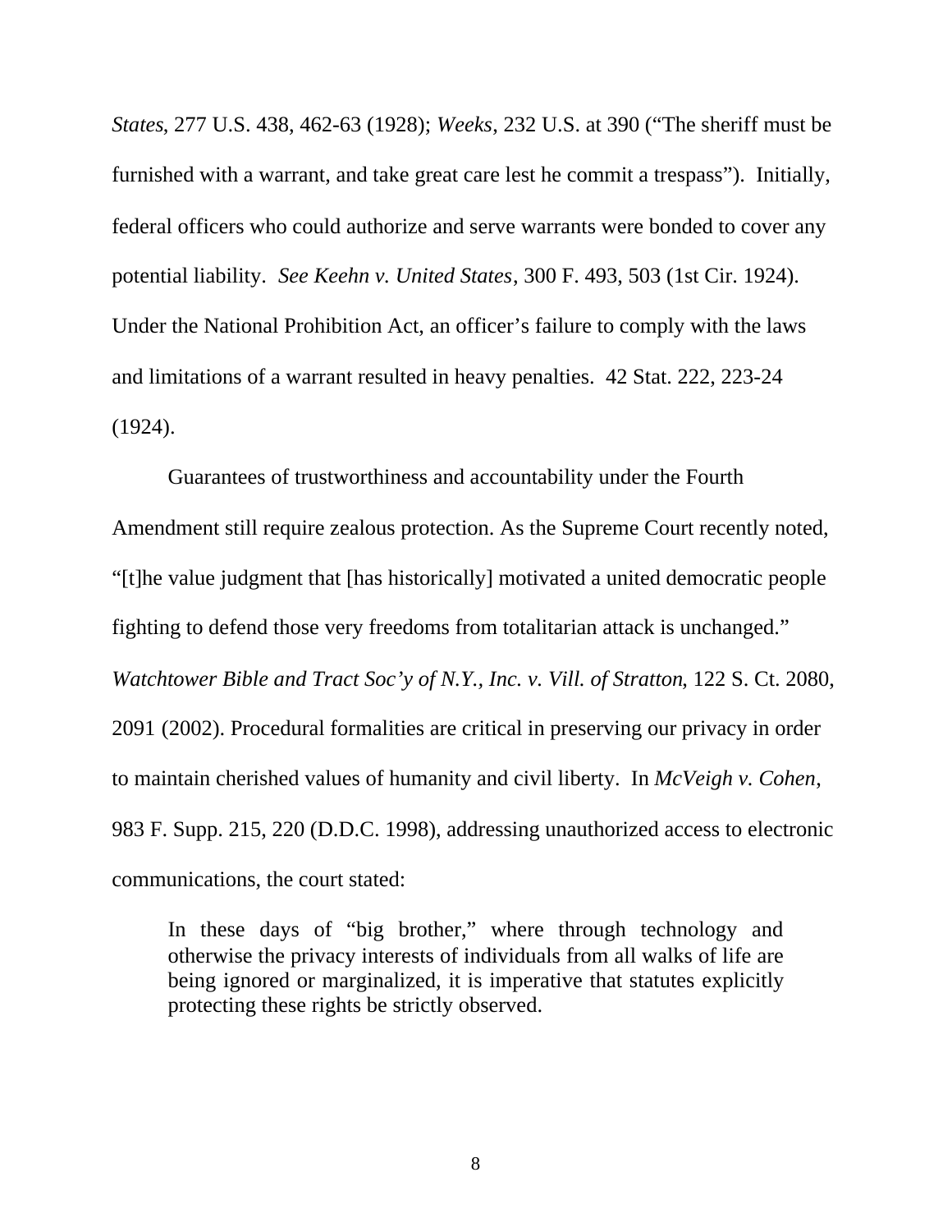*States*, 277 U.S. 438, 462-63 (1928); *Weeks*, 232 U.S. at 390 ("The sheriff must be furnished with a warrant, and take great care lest he commit a trespass"). Initially, federal officers who could authorize and serve warrants were bonded to cover any potential liability. *See Keehn v. United States*, 300 F. 493, 503 (1st Cir. 1924). Under the National Prohibition Act, an officer's failure to comply with the laws and limitations of a warrant resulted in heavy penalties. 42 Stat. 222, 223-24 (1924).

Guarantees of trustworthiness and accountability under the Fourth Amendment still require zealous protection. As the Supreme Court recently noted, "[t]he value judgment that [has historically] motivated a united democratic people fighting to defend those very freedoms from totalitarian attack is unchanged." *Watchtower Bible and Tract Soc'y of N.Y., Inc. v. Vill. of Stratton*, 122 S. Ct. 2080, 2091 (2002). Procedural formalities are critical in preserving our privacy in order to maintain cherished values of humanity and civil liberty. In *McVeigh v. Cohen*, 983 F. Supp. 215, 220 (D.D.C. 1998), addressing unauthorized access to electronic communications, the court stated:

> In these days of "big brother," where through technology and otherwise the privacy interests of individuals from all walks of life are being ignored or marginalized, it is imperative that statutes explicitly protecting these rights be strictly observed.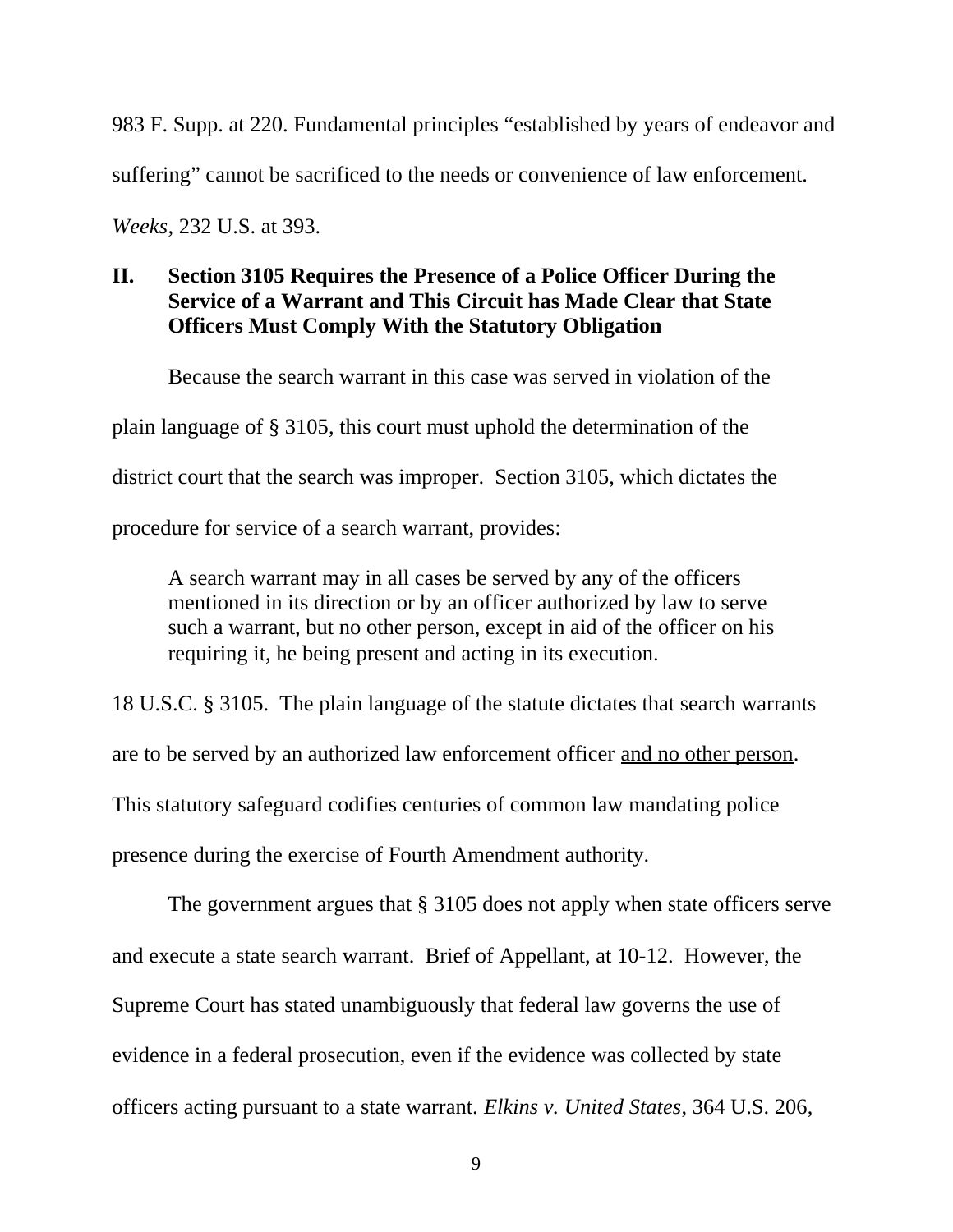983 F. Supp. at 220. Fundamental principles "established by years of endeavor and suffering" cannot be sacrificed to the needs or convenience of law enforcement. *Weeks*, 232 U.S. at 393.

## II. Section 3105 Requires the Presence of a Police Officer During the Service of a Warrant and This Circuit has Made Clear that State Officers Must Comply With the Statutory Obligation

Because the search warrant in this case was served in violation of the plain language of § 3105, this court must uphold the determination of the district court that the search was improper. Section 3105, which dictates the procedure for service of a search warrant, provides:

> A search warrant may in all cases be served by any of the officers mentioned in its direction or by an officer authorized by law to serve such a warrant, but no other person, except in aid of the officer on his requiring it, he being present and acting in its execution.

18 U.S.C. § 3105. The plain language of the statute dictates that search warrants are to be served by an authorized law enforcement officer <u>and no other person</u>. This statutory safeguard codifies centuries of common law mandating police presence during the exercise of Fourth Amendment authority.

The government argues that § 3105 does not apply when state officers serve and execute a state search warrant. Brief of Appellant, at 10-12. However, the Supreme Court has stated unambiguously that federal law governs the use of evidence in a federal prosecution, even if the evidence was collected by state officers acting pursuant to a state warrant. *Elkins v. United States*, 364 U.S. 206,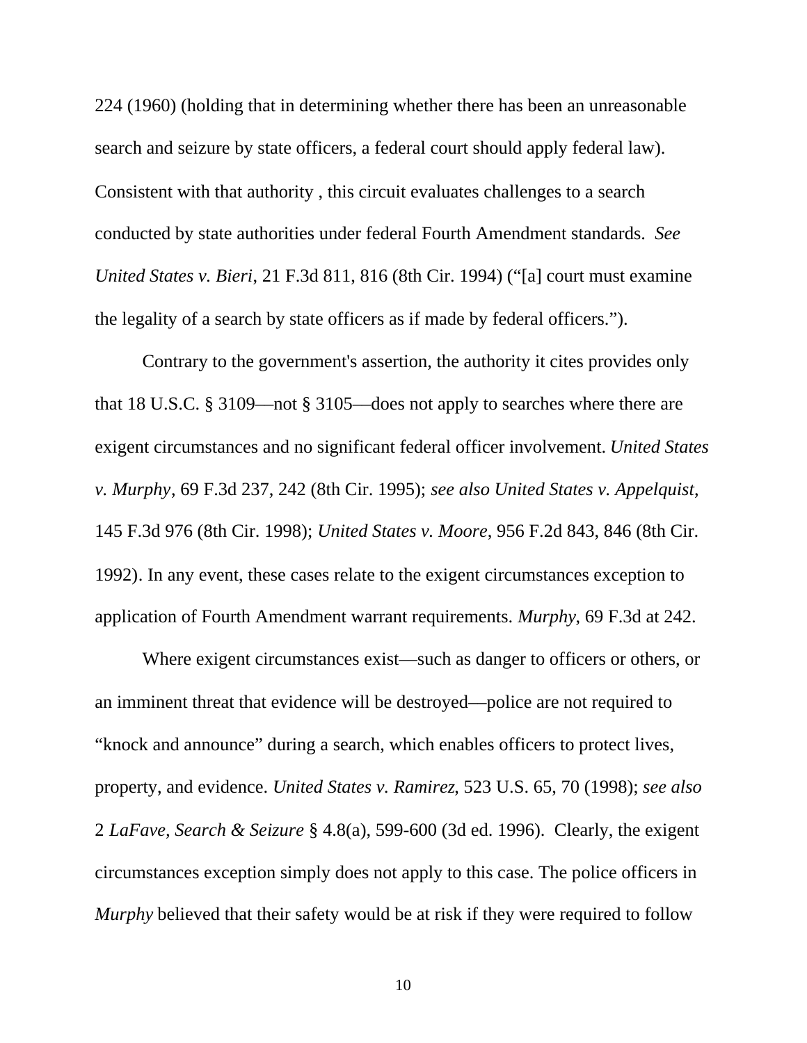224 (1960) (holding that in determining whether there has been an unreasonable search and seizure by state officers, a federal court should apply federal law). Consistent with that authority , this circuit evaluates challenges to a search conducted by state authorities under federal Fourth Amendment standards. *See United States v. Bieri*, 21 F.3d 811, 816 (8th Cir. 1994) ("[a] court must examine the legality of a search by state officers as if made by federal officers.").

Contrary to the government's assertion, the authority it cites provides only that 18 U.S.C. § 3109—not § 3105—does not apply to searches where there are exigent circumstances and no significant federal officer involvement. *United States v. Murphy*, 69 F.3d 237, 242 (8th Cir. 1995); *see also United States v. Appelquist*, 145 F.3d 976 (8th Cir. 1998); *United States v. Moore*, 956 F.2d 843, 846 (8th Cir. 1992). In any event, these cases relate to the exigent circumstances exception to application of Fourth Amendment warrant requirements. *Murphy*, 69 F.3d at 242.

Where exigent circumstances exist—such as danger to officers or others, or an imminent threat that evidence will be destroyed—police are not required to "knock and announce" during a search, which enables officers to protect lives, property, and evidence. *United States v. Ramirez*, 523 U.S. 65, 70 (1998); *see also* 2 *LaFave, Search & Seizure* § 4.8(a), 599-600 (3d ed. 1996). Clearly, the exigent circumstances exception simply does not apply to this case. The police officers in *Murphy* believed that their safety would be at risk if they were required to follow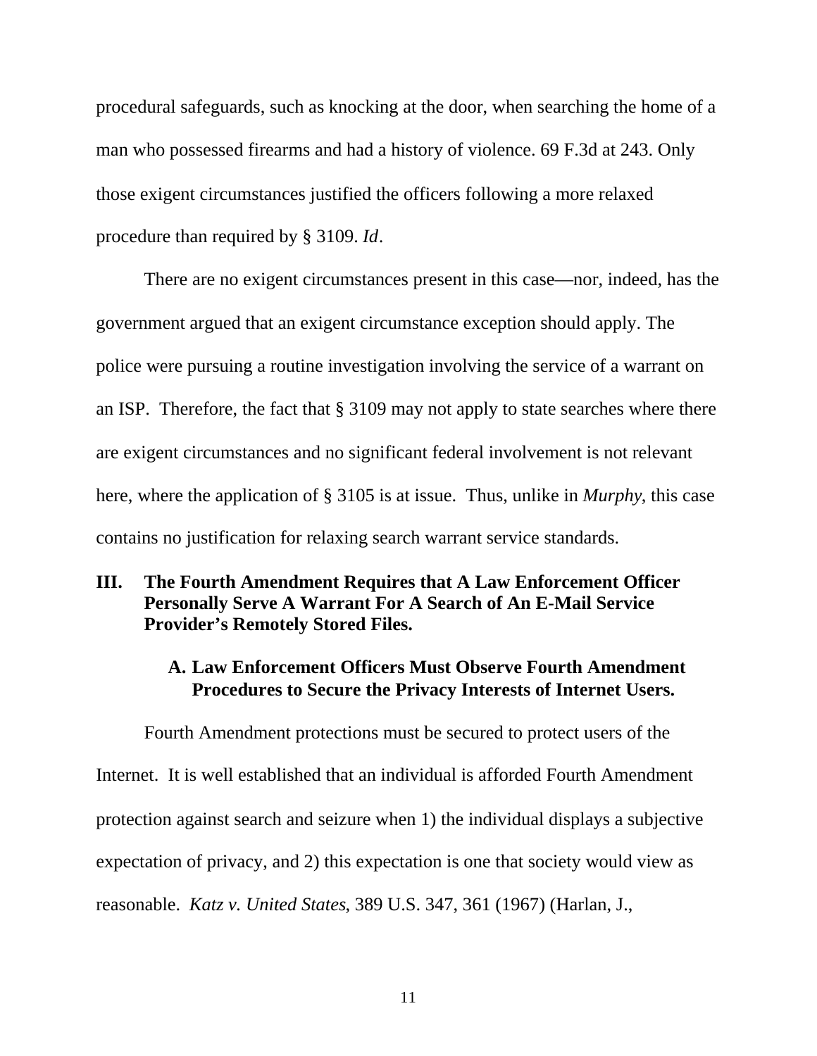procedural safeguards, such as knocking at the door, when searching the home of a man who possessed firearms and had a history of violence. 69 F.3d at 243. Only those exigent circumstances justified the officers following a more relaxed procedure than required by § 3109. *Id*.

There are no exigent circumstances present in this case—nor, indeed, has the government argued that an exigent circumstance exception should apply. The police were pursuing a routine investigation involving the service of a warrant on an ISP. Therefore, the fact that § 3109 may not apply to state searches where there are exigent circumstances and no significant federal involvement is not relevant here, where the application of § 3105 is at issue. Thus, unlike in *Murphy*, this case contains no justification for relaxing search warrant service standards.

## III. The Fourth Amendment Requires that A Law Enforcement Officer Personally Serve A Warrant For A Search of An E-Mail Service Provider's Remotely Stored Files.

### A. Law Enforcement Officers Must Observe Fourth Amendment Procedures to Secure the Privacy Interests of Internet Users.

Fourth Amendment protections must be secured to protect users of the Internet. It is well established that an individual is afforded Fourth Amendment protection against search and seizure when 1) the individual displays a subjective expectation of privacy, and 2) this expectation is one that society would view as reasonable. *Katz v. United States*, 389 U.S. 347, 361 (1967) (Harlan, J.,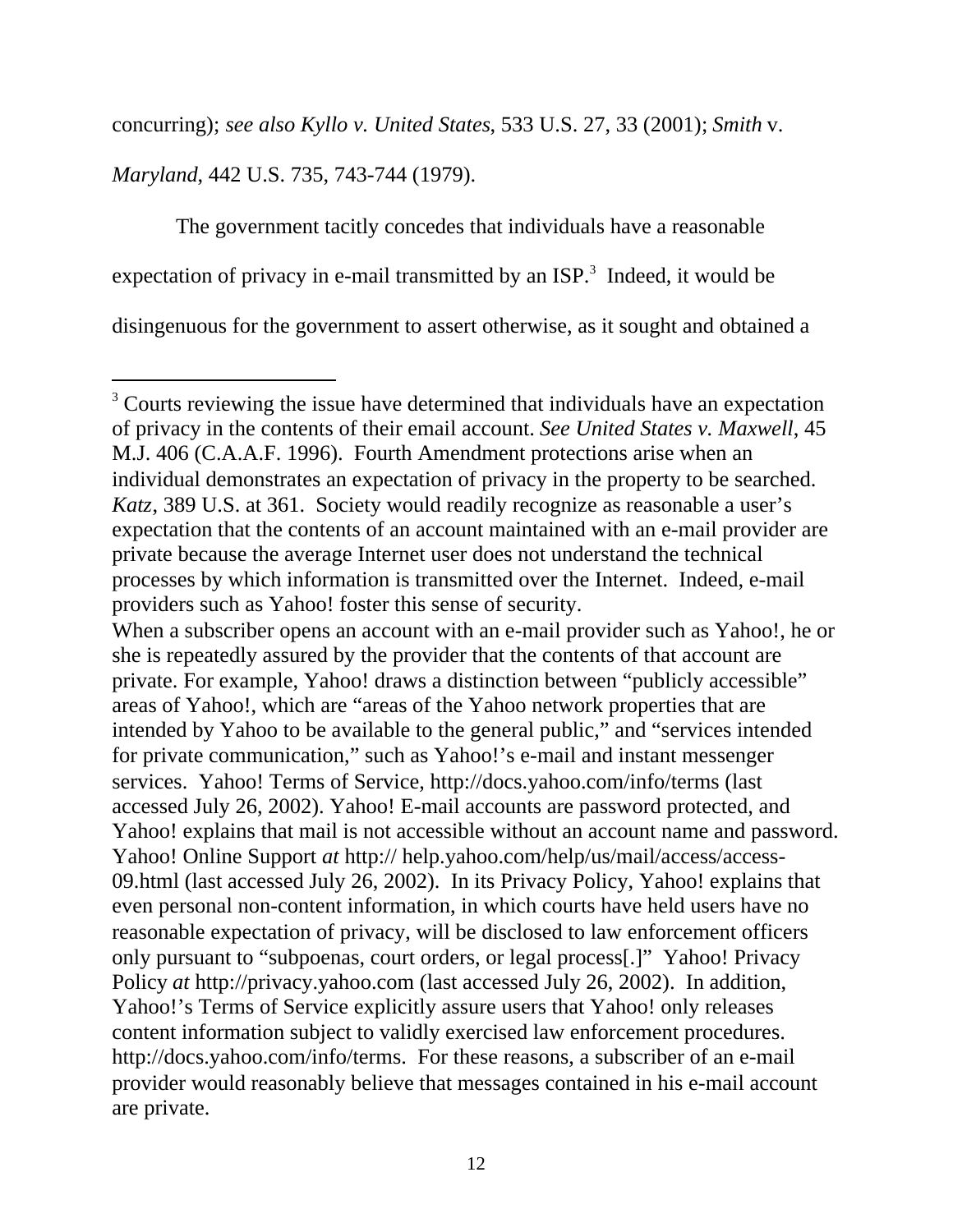concurring); *see also Kyllo v. United States*, 533 U.S. 27, 33 (2001); *Smith* v. *Maryland*, 442 U.S. 735, 743-744 (1979).

The government tacitly concedes that individuals have a reasonable expectation of privacy in e-mail transmitted by an ISP.[3] Indeed, it would be disingenuous for the government to assert otherwise, as it sought and obtained a

---

[3] Courts reviewing the issue have determined that individuals have an expectation of privacy in the contents of their email account. *See United States v. Maxwell*, 45 M.J. 406 (C.A.A.F. 1996). Fourth Amendment protections arise when an individual demonstrates an expectation of privacy in the property to be searched. *Katz*, 389 U.S. at 361. Society would readily recognize as reasonable a user's expectation that the contents of an account maintained with an e-mail provider are private because the average Internet user does not understand the technical processes by which information is transmitted over the Internet. Indeed, e-mail providers such as Yahoo! foster this sense of security.

When a subscriber opens an account with an e-mail provider such as Yahoo!, he or she is repeatedly assured by the provider that the contents of that account are private. For example, Yahoo! draws a distinction between "publicly accessible" areas of Yahoo!, which are "areas of the Yahoo network properties that are intended by Yahoo to be available to the general public," and "services intended for private communication," such as Yahoo!'s e-mail and instant messenger services. Yahoo! Terms of Service, http://docs.yahoo.com/info/terms (last accessed July 26, 2002). Yahoo! E-mail accounts are password protected, and Yahoo! explains that mail is not accessible without an account name and password. Yahoo! Online Support *at* http:// help.yahoo.com/help/us/mail/access/access-09.html (last accessed July 26, 2002). In its Privacy Policy, Yahoo! explains that even personal non-content information, in which courts have held users have no reasonable expectation of privacy, will be disclosed to law enforcement officers only pursuant to "subpoenas, court orders, or legal process[.]" Yahoo! Privacy Policy *at* http://privacy.yahoo.com (last accessed July 26, 2002). In addition, Yahoo!'s Terms of Service explicitly assure users that Yahoo! only releases content information subject to validly exercised law enforcement procedures. http://docs.yahoo.com/info/terms. For these reasons, a subscriber of an e-mail provider would reasonably believe that messages contained in his e-mail account are private.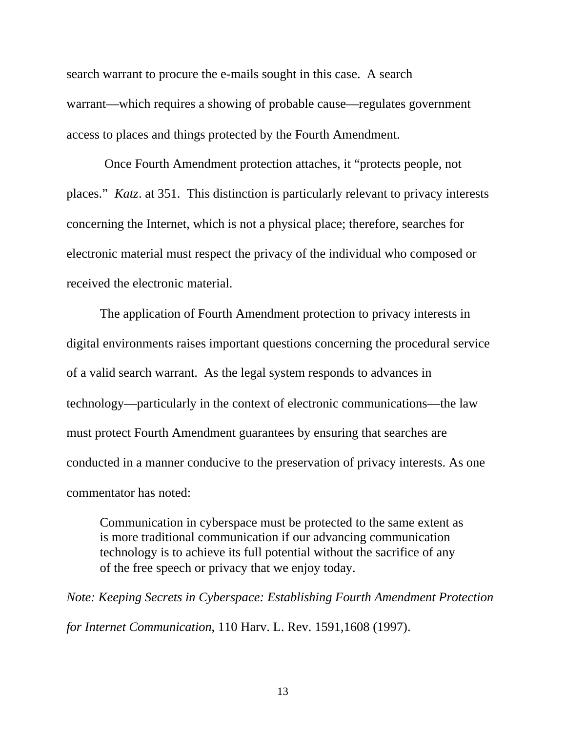search warrant to procure the e-mails sought in this case. A search warrant—which requires a showing of probable cause—regulates government access to places and things protected by the Fourth Amendment.

Once Fourth Amendment protection attaches, it "protects people, not places." *Katz*. at 351. This distinction is particularly relevant to privacy interests concerning the Internet, which is not a physical place; therefore, searches for electronic material must respect the privacy of the individual who composed or received the electronic material.

The application of Fourth Amendment protection to privacy interests in digital environments raises important questions concerning the procedural service of a valid search warrant. As the legal system responds to advances in technology—particularly in the context of electronic communications—the law must protect Fourth Amendment guarantees by ensuring that searches are conducted in a manner conducive to the preservation of privacy interests. As one commentator has noted:

> Communication in cyberspace must be protected to the same extent as is more traditional communication if our advancing communication technology is to achieve its full potential without the sacrifice of any of the free speech or privacy that we enjoy today.

*Note: Keeping Secrets in Cyberspace: Establishing Fourth Amendment Protection for Internet Communication*, 110 Harv. L. Rev. 1591,1608 (1997).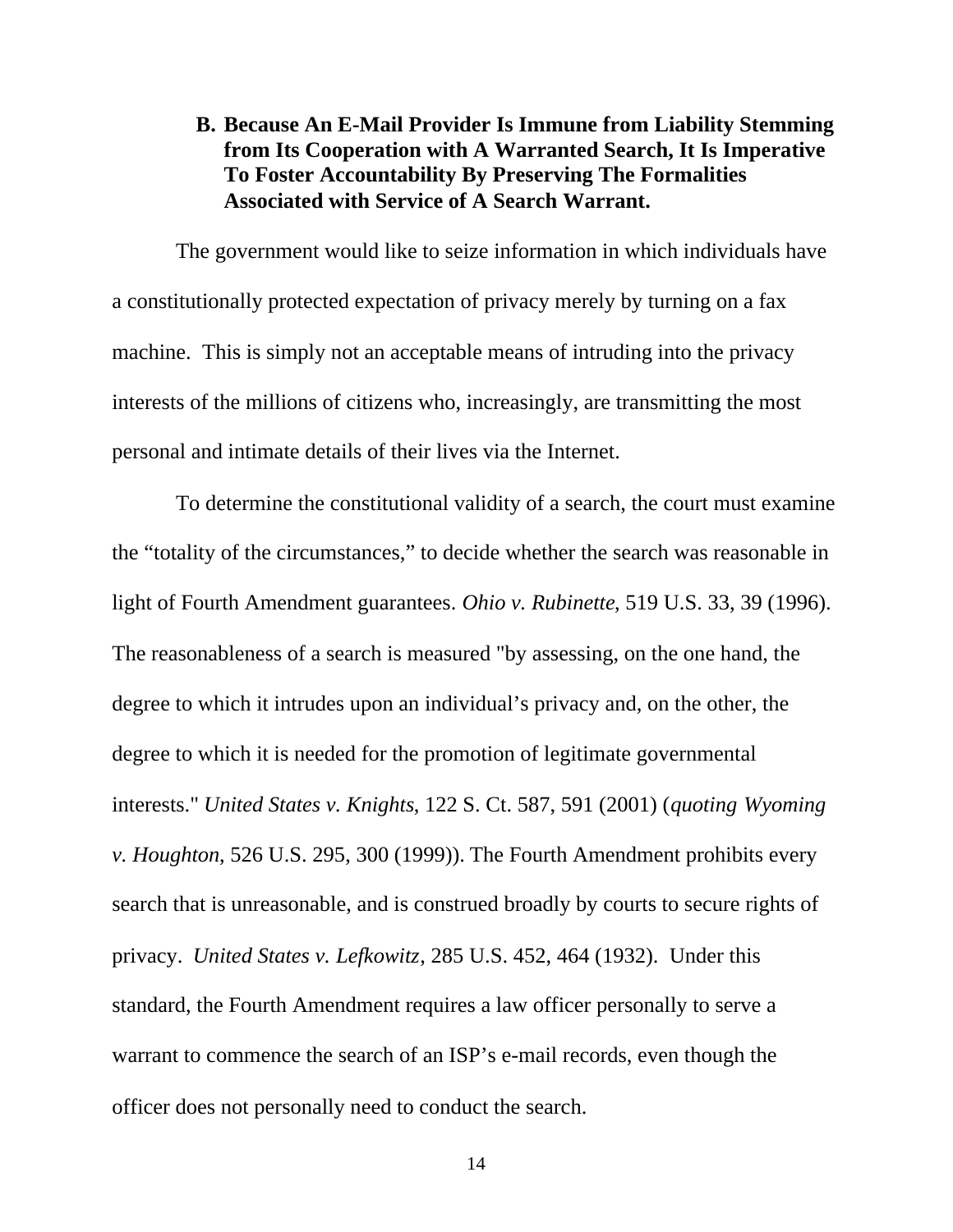### B. Because An E-Mail Provider Is Immune from Liability Stemming from Its Cooperation with A Warranted Search, It Is Imperative To Foster Accountability By Preserving The Formalities Associated with Service of A Search Warrant.

The government would like to seize information in which individuals have a constitutionally protected expectation of privacy merely by turning on a fax machine. This is simply not an acceptable means of intruding into the privacy interests of the millions of citizens who, increasingly, are transmitting the most personal and intimate details of their lives via the Internet.

To determine the constitutional validity of a search, the court must examine the "totality of the circumstances," to decide whether the search was reasonable in light of Fourth Amendment guarantees. *Ohio v. Rubinette*, 519 U.S. 33, 39 (1996). The reasonableness of a search is measured "by assessing, on the one hand, the degree to which it intrudes upon an individual's privacy and, on the other, the degree to which it is needed for the promotion of legitimate governmental interests." *United States v. Knights*, 122 S. Ct. 587, 591 (2001) (*quoting Wyoming v. Houghton*, 526 U.S. 295, 300 (1999)). The Fourth Amendment prohibits every search that is unreasonable, and is construed broadly by courts to secure rights of privacy. *United States v. Lefkowitz*, 285 U.S. 452, 464 (1932). Under this standard, the Fourth Amendment requires a law officer personally to serve a warrant to commence the search of an ISP's e-mail records, even though the officer does not personally need to conduct the search.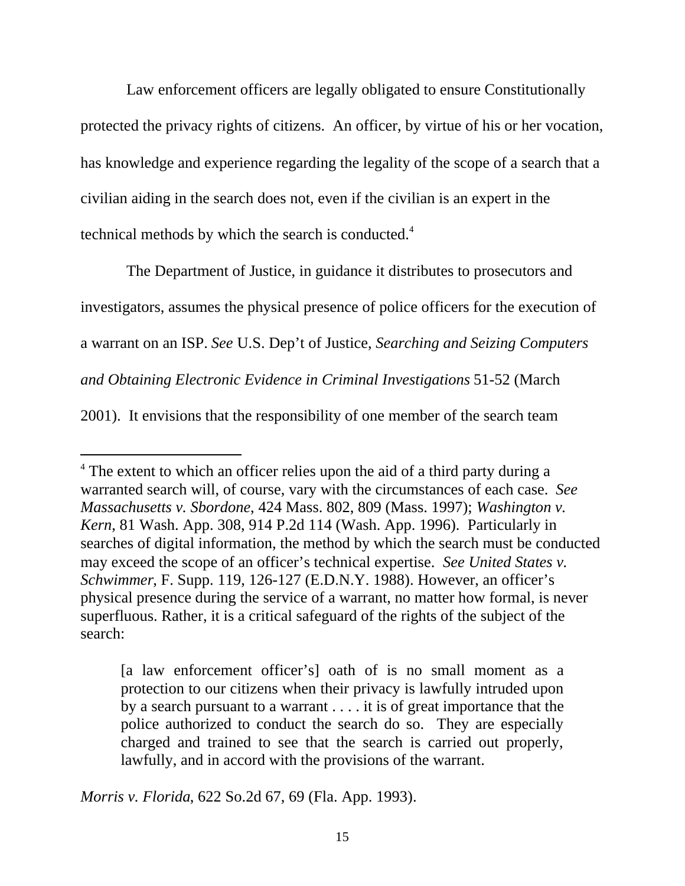Law enforcement officers are legally obligated to ensure Constitutionally protected the privacy rights of citizens. An officer, by virtue of his or her vocation, has knowledge and experience regarding the legality of the scope of a search that a civilian aiding in the search does not, even if the civilian is an expert in the technical methods by which the search is conducted.[4]

The Department of Justice, in guidance it distributes to prosecutors and investigators, assumes the physical presence of police officers for the execution of a warrant on an ISP. *See* U.S. Dep't of Justice, *Searching and Seizing Computers and Obtaining Electronic Evidence in Criminal Investigations* 51-52 (March 2001). It envisions that the responsibility of one member of the search team

---

[4] The extent to which an officer relies upon the aid of a third party during a warranted search will, of course, vary with the circumstances of each case. *See Massachusetts v. Sbordone*, 424 Mass. 802, 809 (Mass. 1997); *Washington v. Kern*, 81 Wash. App. 308, 914 P.2d 114 (Wash. App. 1996). Particularly in searches of digital information, the method by which the search must be conducted may exceed the scope of an officer's technical expertise. *See United States v. Schwimmer*, F. Supp. 119, 126-127 (E.D.N.Y. 1988). However, an officer's physical presence during the service of a warrant, no matter how formal, is never superfluous. Rather, it is a critical safeguard of the rights of the subject of the search:

> [a law enforcement officer's] oath of is no small moment as a protection to our citizens when their privacy is lawfully intruded upon by a search pursuant to a warrant . . . . it is of great importance that the police authorized to conduct the search do so. They are especially charged and trained to see that the search is carried out properly, lawfully, and in accord with the provisions of the warrant.

*Morris v. Florida*, 622 So.2d 67, 69 (Fla. App. 1993).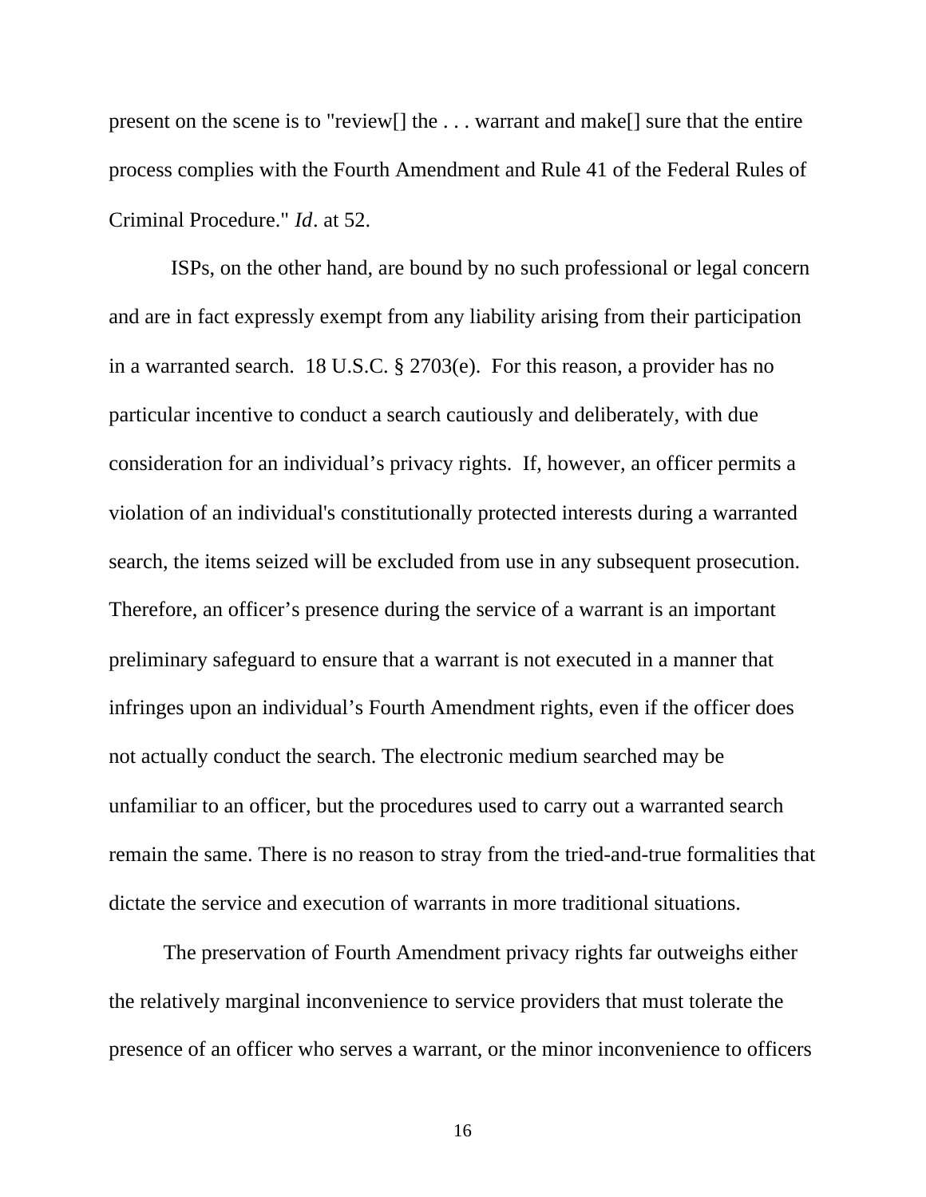present on the scene is to "review[] the . . . warrant and make[] sure that the entire process complies with the Fourth Amendment and Rule 41 of the Federal Rules of Criminal Procedure." *Id*. at 52.

ISPs, on the other hand, are bound by no such professional or legal concern and are in fact expressly exempt from any liability arising from their participation in a warranted search. 18 U.S.C. § 2703(e). For this reason, a provider has no particular incentive to conduct a search cautiously and deliberately, with due consideration for an individual's privacy rights. If, however, an officer permits a violation of an individual's constitutionally protected interests during a warranted search, the items seized will be excluded from use in any subsequent prosecution. Therefore, an officer's presence during the service of a warrant is an important preliminary safeguard to ensure that a warrant is not executed in a manner that infringes upon an individual's Fourth Amendment rights, even if the officer does not actually conduct the search. The electronic medium searched may be unfamiliar to an officer, but the procedures used to carry out a warranted search remain the same. There is no reason to stray from the tried-and-true formalities that dictate the service and execution of warrants in more traditional situations.

The preservation of Fourth Amendment privacy rights far outweighs either the relatively marginal inconvenience to service providers that must tolerate the presence of an officer who serves a warrant, or the minor inconvenience to officers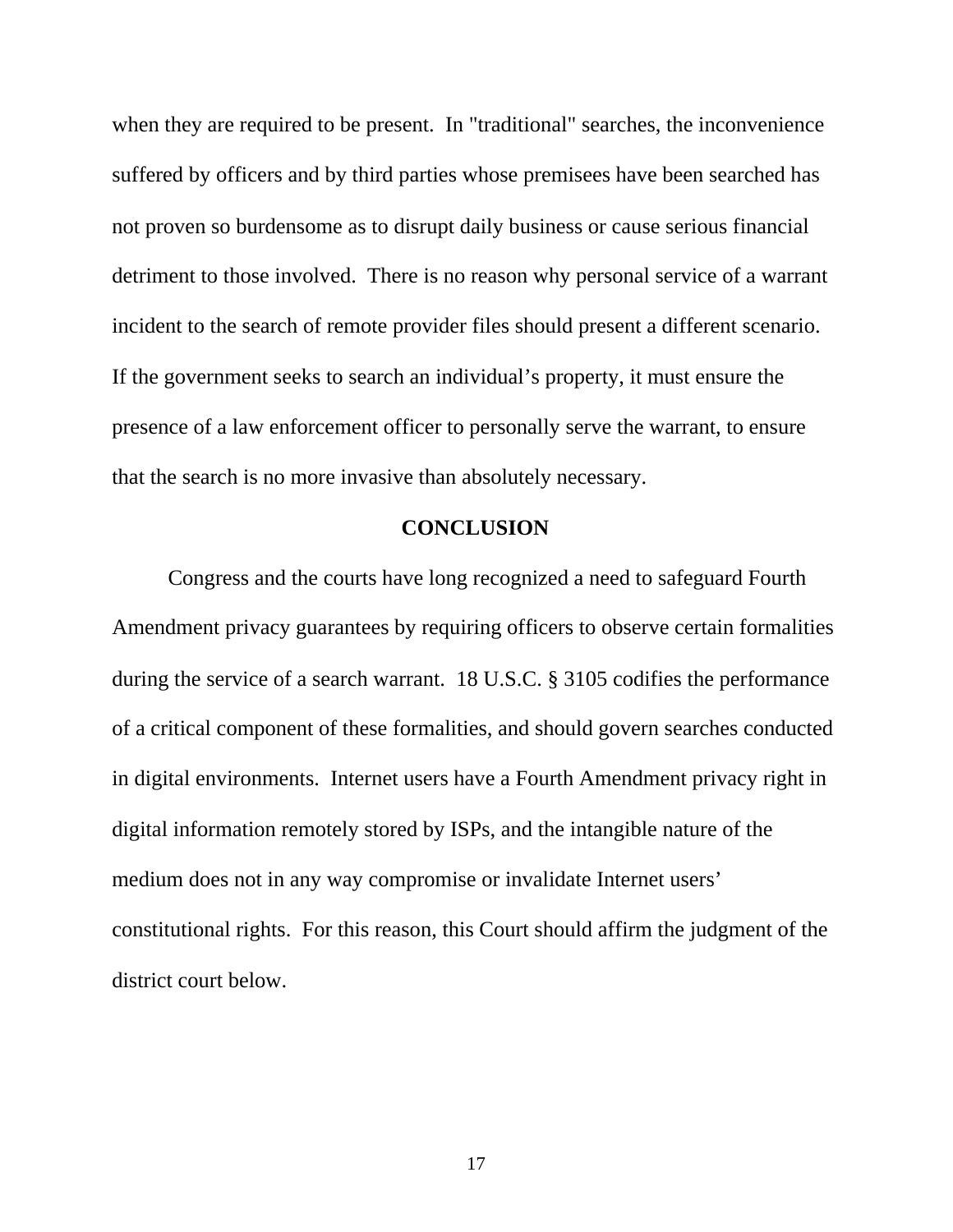when they are required to be present. In "traditional" searches, the inconvenience suffered by officers and by third parties whose premisees have been searched has not proven so burdensome as to disrupt daily business or cause serious financial detriment to those involved. There is no reason why personal service of a warrant incident to the search of remote provider files should present a different scenario. If the government seeks to search an individual's property, it must ensure the presence of a law enforcement officer to personally serve the warrant, to ensure that the search is no more invasive than absolutely necessary.

## CONCLUSION

Congress and the courts have long recognized a need to safeguard Fourth Amendment privacy guarantees by requiring officers to observe certain formalities during the service of a search warrant. 18 U.S.C. § 3105 codifies the performance of a critical component of these formalities, and should govern searches conducted in digital environments. Internet users have a Fourth Amendment privacy right in digital information remotely stored by ISPs, and the intangible nature of the medium does not in any way compromise or invalidate Internet users' constitutional rights. For this reason, this Court should affirm the judgment of the district court below.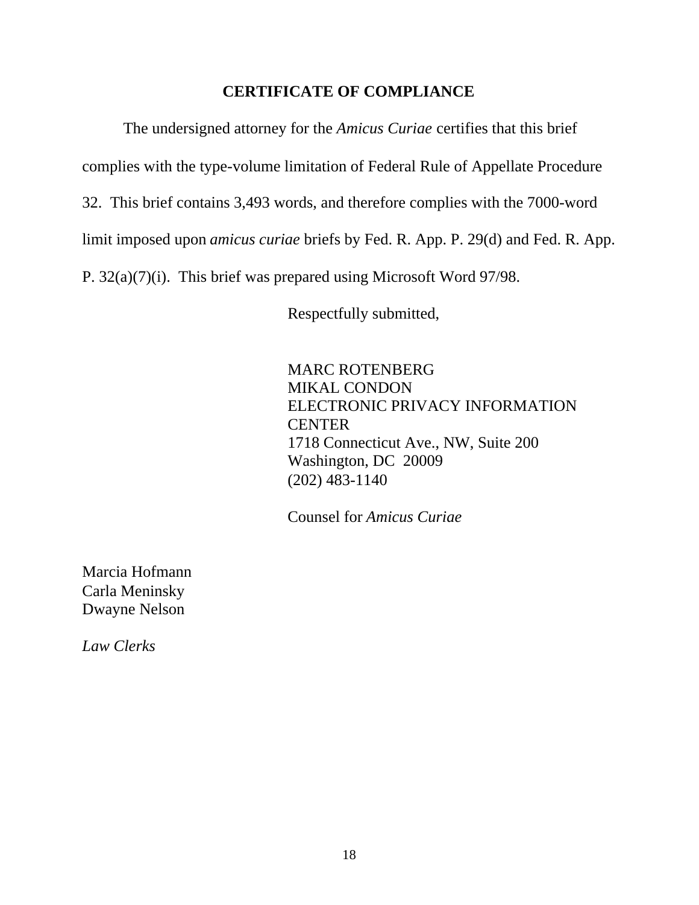## CERTIFICATE OF COMPLIANCE

The undersigned attorney for the *Amicus Curiae* certifies that this brief complies with the type-volume limitation of Federal Rule of Appellate Procedure 32. This brief contains 3,493 words, and therefore complies with the 7000-word limit imposed upon *amicus curiae* briefs by Fed. R. App. P. 29(d) and Fed. R. App. P. 32(a)(7)(i). This brief was prepared using Microsoft Word 97/98.

Respectfully submitted,

MARC ROTENBERG
MIKAL CONDON
ELECTRONIC PRIVACY INFORMATION CENTER
1718 Connecticut Ave., NW, Suite 200
Washington, DC 20009
(202) 483-1140

Counsel for *Amicus Curiae*

Marcia Hofmann
Carla Meninsky
Dwayne Nelson

*Law Clerks*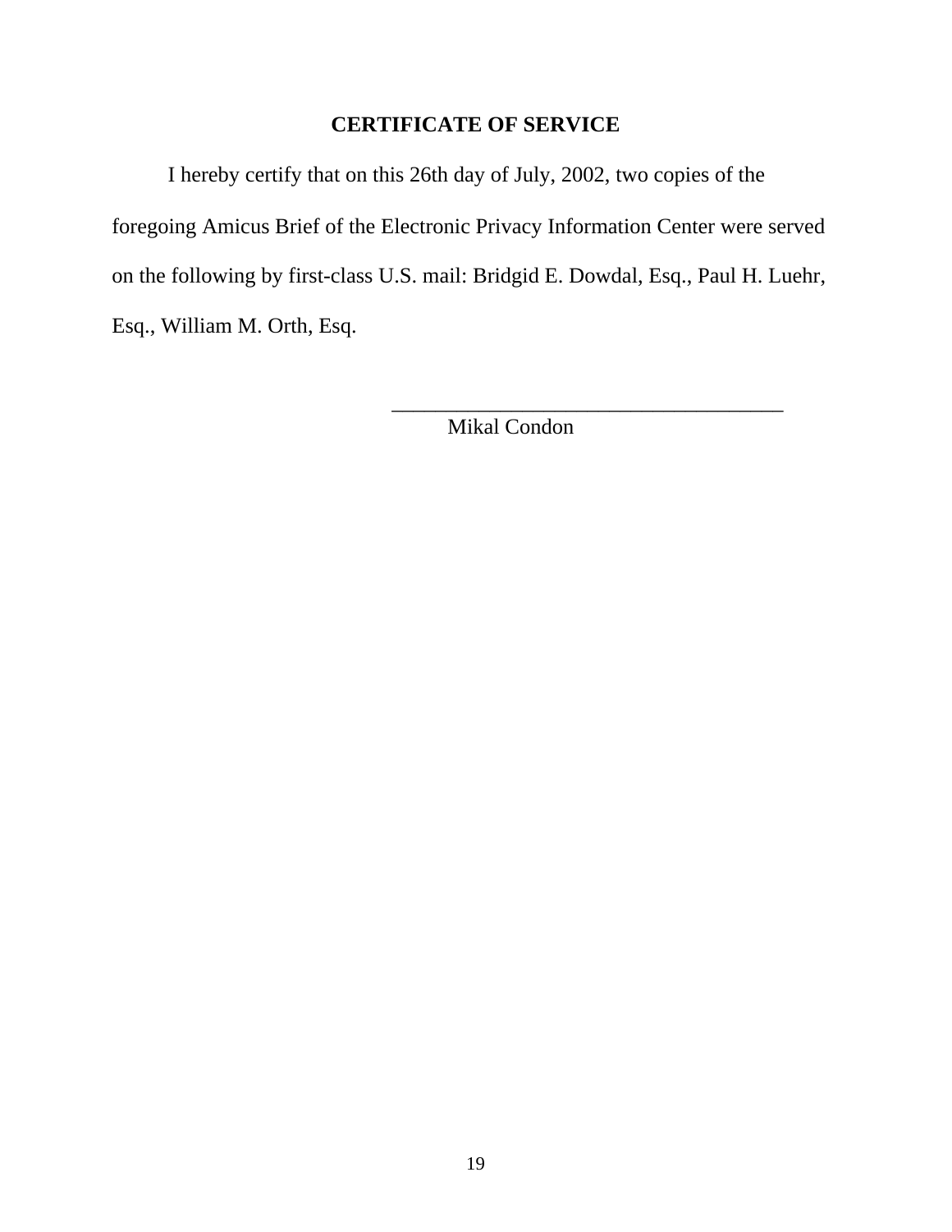**CERTIFICATE OF SERVICE**

I hereby certify that on this 26th day of July, 2002, two copies of the foregoing Amicus Brief of the Electronic Privacy Information Center were served on the following by first-class U.S. mail: Bridgid E. Dowdal, Esq., Paul H. Luehr, Esq., William M. Orth, Esq.

_____________________________________
Mikal Condon